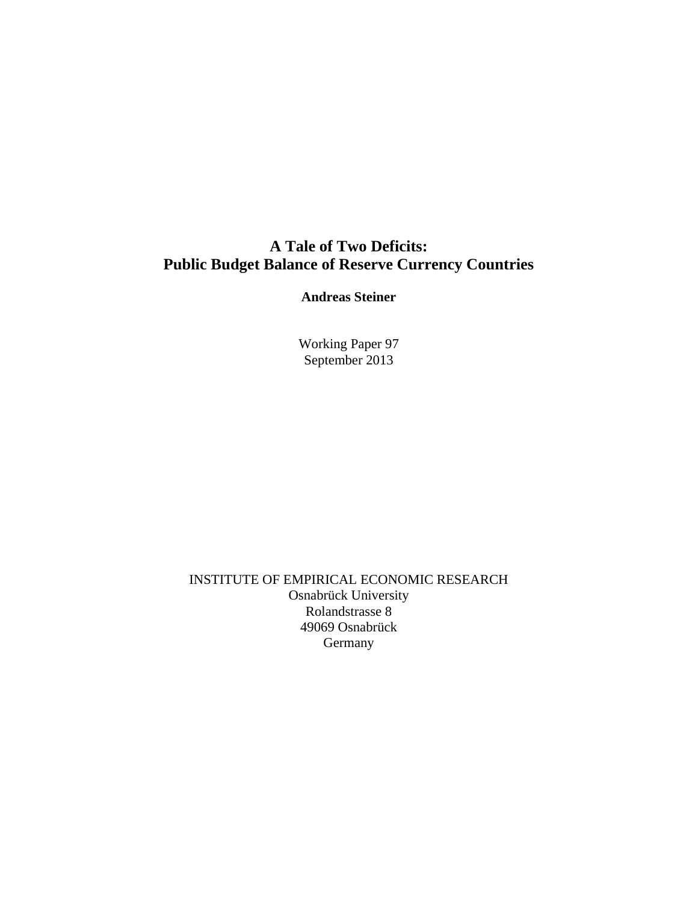# A Tale of Two Deficits:
# Public Budget Balance of Reserve Currency Countries

**Andreas Steiner**

Working Paper 97
September 2013

INSTITUTE OF EMPIRICAL ECONOMIC RESEARCH
Osnabrück University
Rolandstrasse 8
49069 Osnabrück
Germany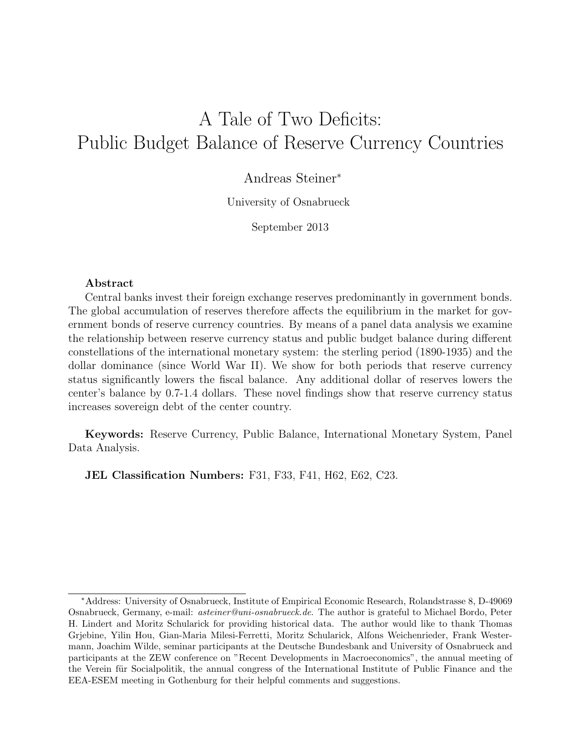# A Tale of Two Deficits: Public Budget Balance of Reserve Currency Countries

Andreas Steiner[*]

University of Osnabrueck

September 2013

**Abstract**

Central banks invest their foreign exchange reserves predominantly in government bonds. The global accumulation of reserves therefore affects the equilibrium in the market for government bonds of reserve currency countries. By means of a panel data analysis we examine the relationship between reserve currency status and public budget balance during different constellations of the international monetary system: the sterling period (1890-1935) and the dollar dominance (since World War II). We show for both periods that reserve currency status significantly lowers the fiscal balance. Any additional dollar of reserves lowers the center's balance by 0.7-1.4 dollars. These novel findings show that reserve currency status increases sovereign debt of the center country.

**Keywords:** Reserve Currency, Public Balance, International Monetary System, Panel Data Analysis.

**JEL Classification Numbers:** F31, F33, F41, H62, E62, C23.

[*]Address: University of Osnabrueck, Institute of Empirical Economic Research, Rolandstrasse 8, D-49069 Osnabrueck, Germany, e-mail: *asteiner@uni-osnabrueck.de*. The author is grateful to Michael Bordo, Peter H. Lindert and Moritz Schularick for providing historical data. The author would like to thank Thomas Grjebine, Yilin Hou, Gian-Maria Milesi-Ferretti, Moritz Schularick, Alfons Weichenrieder, Frank Westermann, Joachim Wilde, seminar participants at the Deutsche Bundesbank and University of Osnabrueck and participants at the ZEW conference on "Recent Developments in Macroeconomics", the annual meeting of the Verein für Socialpolitik, the annual congress of the International Institute of Public Finance and the EEA-ESEM meeting in Gothenburg for their helpful comments and suggestions.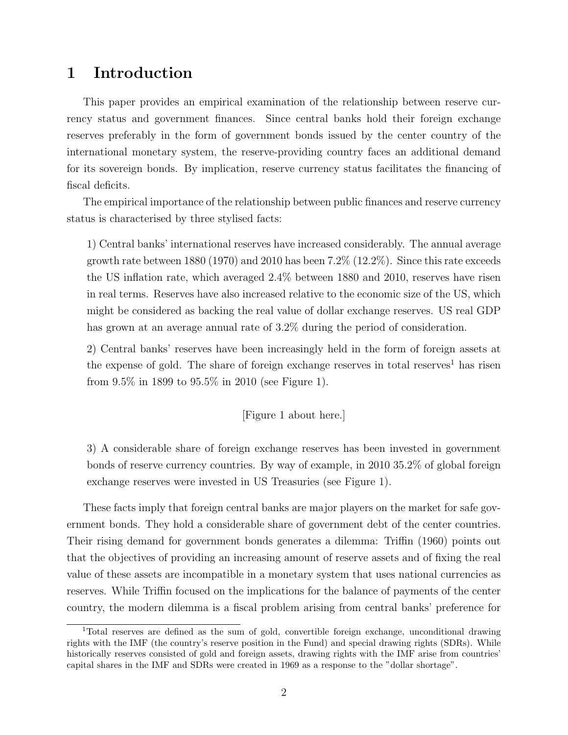# 1 Introduction

This paper provides an empirical examination of the relationship between reserve currency status and government finances. Since central banks hold their foreign exchange reserves preferably in the form of government bonds issued by the center country of the international monetary system, the reserve-providing country faces an additional demand for its sovereign bonds. By implication, reserve currency status facilitates the financing of fiscal deficits.

The empirical importance of the relationship between public finances and reserve currency status is characterised by three stylised facts:

> 1) Central banks' international reserves have increased considerably. The annual average growth rate between 1880 (1970) and 2010 has been 7.2% (12.2%). Since this rate exceeds the US inflation rate, which averaged 2.4% between 1880 and 2010, reserves have risen in real terms. Reserves have also increased relative to the economic size of the US, which might be considered as backing the real value of dollar exchange reserves. US real GDP has grown at an average annual rate of 3.2% during the period of consideration.
>
> 2) Central banks' reserves have been increasingly held in the form of foreign assets at the expense of gold. The share of foreign exchange reserves in total reserves[1] has risen from 9.5% in 1899 to 95.5% in 2010 (see Figure 1).
>
> [Figure 1 about here.]
>
> 3) A considerable share of foreign exchange reserves has been invested in government bonds of reserve currency countries. By way of example, in 2010 35.2% of global foreign exchange reserves were invested in US Treasuries (see Figure 1).

These facts imply that foreign central banks are major players on the market for safe government bonds. They hold a considerable share of government debt of the center countries. Their rising demand for government bonds generates a dilemma: Triffin (1960) points out that the objectives of providing an increasing amount of reserve assets and of fixing the real value of these assets are incompatible in a monetary system that uses national currencies as reserves. While Triffin focused on the implications for the balance of payments of the center country, the modern dilemma is a fiscal problem arising from central banks' preference for

[1] Total reserves are defined as the sum of gold, convertible foreign exchange, unconditional drawing rights with the IMF (the country's reserve position in the Fund) and special drawing rights (SDRs). While historically reserves consisted of gold and foreign assets, drawing rights with the IMF arise from countries' capital shares in the IMF and SDRs were created in 1969 as a response to the "dollar shortage".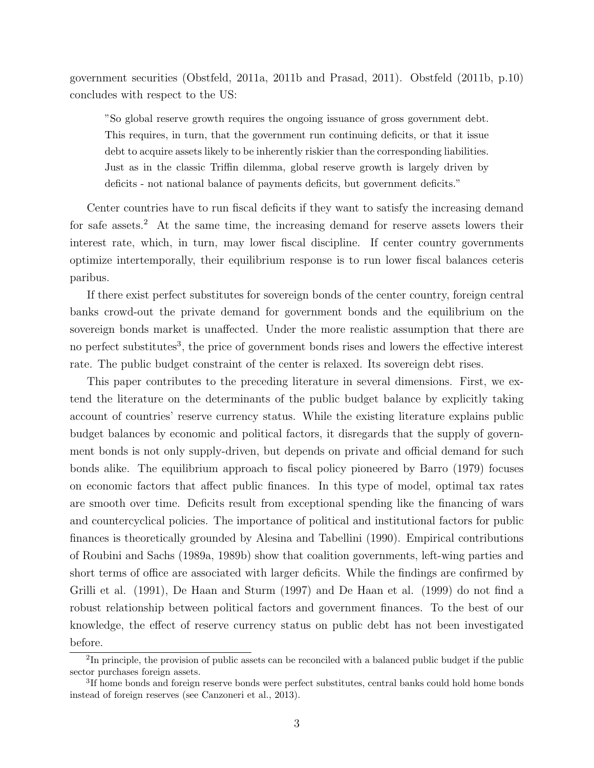government securities (Obstfeld, 2011a, 2011b and Prasad, 2011). Obstfeld (2011b, p.10) concludes with respect to the US:

> "So global reserve growth requires the ongoing issuance of gross government debt. This requires, in turn, that the government run continuing deficits, or that it issue debt to acquire assets likely to be inherently riskier than the corresponding liabilities. Just as in the classic Triffin dilemma, global reserve growth is largely driven by deficits - not national balance of payments deficits, but government deficits."

Center countries have to run fiscal deficits if they want to satisfy the increasing demand for safe assets.[2] At the same time, the increasing demand for reserve assets lowers their interest rate, which, in turn, may lower fiscal discipline. If center country governments optimize intertemporally, their equilibrium response is to run lower fiscal balances ceteris paribus.

If there exist perfect substitutes for sovereign bonds of the center country, foreign central banks crowd-out the private demand for government bonds and the equilibrium on the sovereign bonds market is unaffected. Under the more realistic assumption that there are no perfect substitutes[3], the price of government bonds rises and lowers the effective interest rate. The public budget constraint of the center is relaxed. Its sovereign debt rises.

This paper contributes to the preceding literature in several dimensions. First, we extend the literature on the determinants of the public budget balance by explicitly taking account of countries' reserve currency status. While the existing literature explains public budget balances by economic and political factors, it disregards that the supply of government bonds is not only supply-driven, but depends on private and official demand for such bonds alike. The equilibrium approach to fiscal policy pioneered by Barro (1979) focuses on economic factors that affect public finances. In this type of model, optimal tax rates are smooth over time. Deficits result from exceptional spending like the financing of wars and countercyclical policies. The importance of political and institutional factors for public finances is theoretically grounded by Alesina and Tabellini (1990). Empirical contributions of Roubini and Sachs (1989a, 1989b) show that coalition governments, left-wing parties and short terms of office are associated with larger deficits. While the findings are confirmed by Grilli et al. (1991), De Haan and Sturm (1997) and De Haan et al. (1999) do not find a robust relationship between political factors and government finances. To the best of our knowledge, the effect of reserve currency status on public debt has not been investigated before.

[2] In principle, the provision of public assets can be reconciled with a balanced public budget if the public sector purchases foreign assets.

[3] If home bonds and foreign reserve bonds were perfect substitutes, central banks could hold home bonds instead of foreign reserves (see Canzoneri et al., 2013).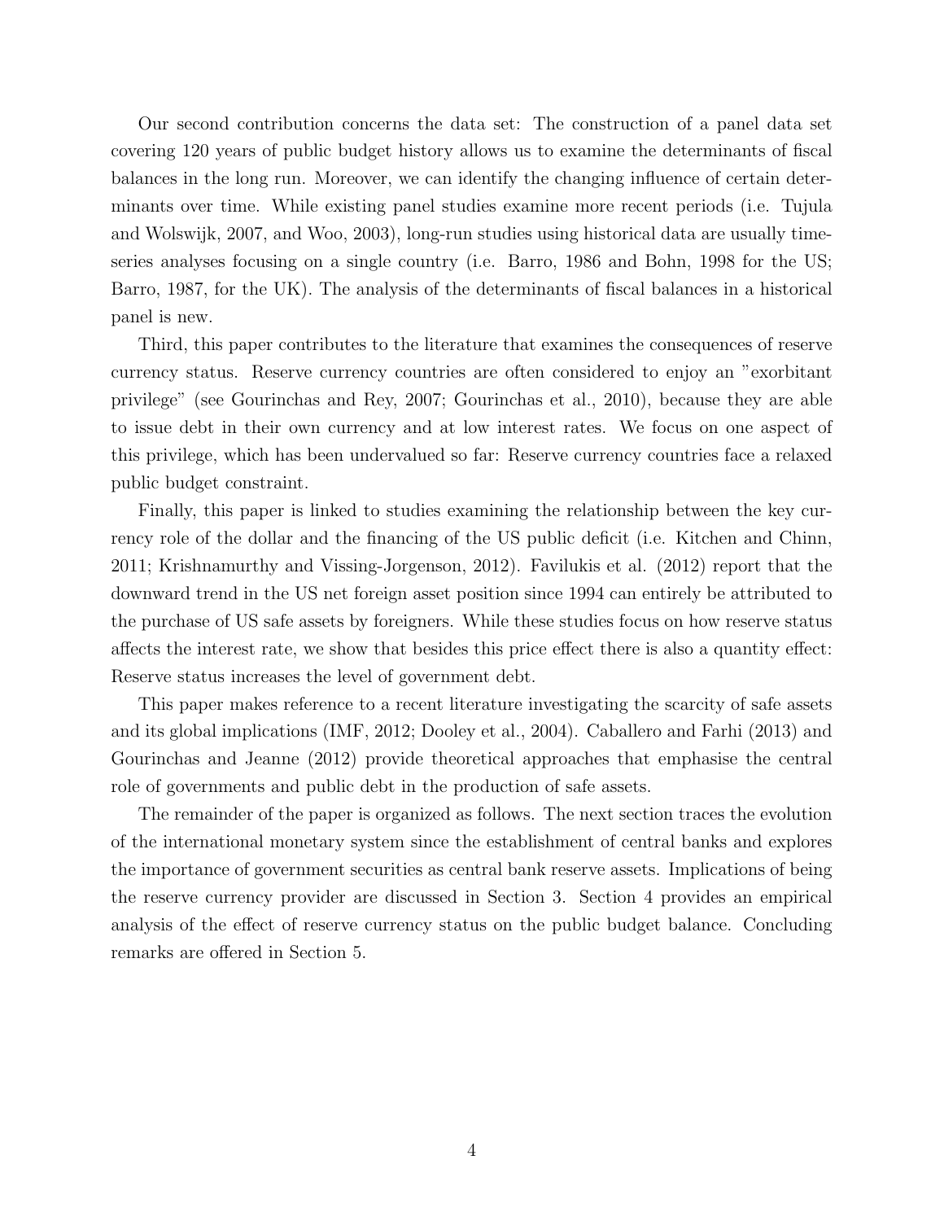Our second contribution concerns the data set: The construction of a panel data set covering 120 years of public budget history allows us to examine the determinants of fiscal balances in the long run. Moreover, we can identify the changing influence of certain determinants over time. While existing panel studies examine more recent periods (i.e. Tujula and Wolswijk, 2007, and Woo, 2003), long-run studies using historical data are usually time-series analyses focusing on a single country (i.e. Barro, 1986 and Bohn, 1998 for the US; Barro, 1987, for the UK). The analysis of the determinants of fiscal balances in a historical panel is new.

Third, this paper contributes to the literature that examines the consequences of reserve currency status. Reserve currency countries are often considered to enjoy an "exorbitant privilege" (see Gourinchas and Rey, 2007; Gourinchas et al., 2010), because they are able to issue debt in their own currency and at low interest rates. We focus on one aspect of this privilege, which has been undervalued so far: Reserve currency countries face a relaxed public budget constraint.

Finally, this paper is linked to studies examining the relationship between the key currency role of the dollar and the financing of the US public deficit (i.e. Kitchen and Chinn, 2011; Krishnamurthy and Vissing-Jorgenson, 2012). Favilukis et al. (2012) report that the downward trend in the US net foreign asset position since 1994 can entirely be attributed to the purchase of US safe assets by foreigners. While these studies focus on how reserve status affects the interest rate, we show that besides this price effect there is also a quantity effect: Reserve status increases the level of government debt.

This paper makes reference to a recent literature investigating the scarcity of safe assets and its global implications (IMF, 2012; Dooley et al., 2004). Caballero and Farhi (2013) and Gourinchas and Jeanne (2012) provide theoretical approaches that emphasise the central role of governments and public debt in the production of safe assets.

The remainder of the paper is organized as follows. The next section traces the evolution of the international monetary system since the establishment of central banks and explores the importance of government securities as central bank reserve assets. Implications of being the reserve currency provider are discussed in Section 3. Section 4 provides an empirical analysis of the effect of reserve currency status on the public budget balance. Concluding remarks are offered in Section 5.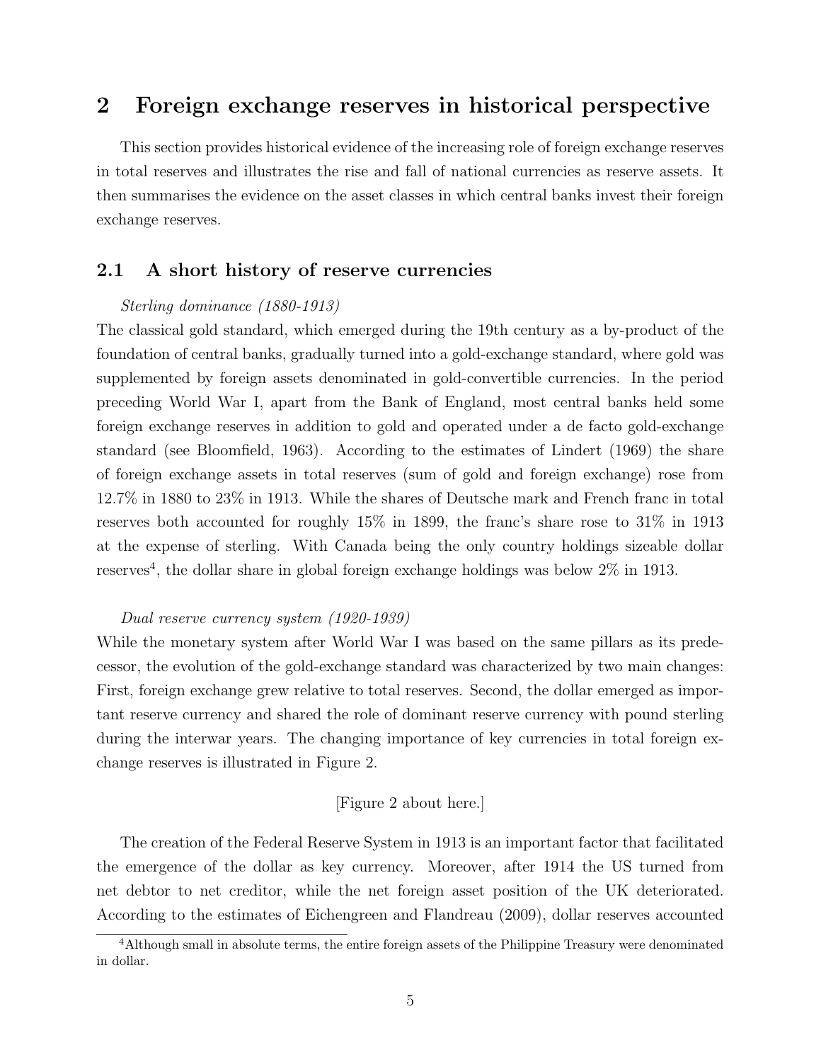## 2 Foreign exchange reserves in historical perspective

This section provides historical evidence of the increasing role of foreign exchange reserves in total reserves and illustrates the rise and fall of national currencies as reserve assets. It then summarises the evidence on the asset classes in which central banks invest their foreign exchange reserves.

### 2.1 A short history of reserve currencies

*Sterling dominance (1880-1913)*

The classical gold standard, which emerged during the 19th century as a by-product of the foundation of central banks, gradually turned into a gold-exchange standard, where gold was supplemented by foreign assets denominated in gold-convertible currencies. In the period preceding World War I, apart from the Bank of England, most central banks held some foreign exchange reserves in addition to gold and operated under a de facto gold-exchange standard (see Bloomfield, 1963). According to the estimates of Lindert (1969) the share of foreign exchange assets in total reserves (sum of gold and foreign exchange) rose from 12.7% in 1880 to 23% in 1913. While the shares of Deutsche mark and French franc in total reserves both accounted for roughly 15% in 1899, the franc's share rose to 31% in 1913 at the expense of sterling. With Canada being the only country holdings sizeable dollar reserves[4], the dollar share in global foreign exchange holdings was below 2% in 1913.

*Dual reserve currency system (1920-1939)*

While the monetary system after World War I was based on the same pillars as its predecessor, the evolution of the gold-exchange standard was characterized by two main changes: First, foreign exchange grew relative to total reserves. Second, the dollar emerged as important reserve currency and shared the role of dominant reserve currency with pound sterling during the interwar years. The changing importance of key currencies in total foreign exchange reserves is illustrated in Figure 2.

[Figure 2 about here.]

The creation of the Federal Reserve System in 1913 is an important factor that facilitated the emergence of the dollar as key currency. Moreover, after 1914 the US turned from net debtor to net creditor, while the net foreign asset position of the UK deteriorated. According to the estimates of Eichengreen and Flandreau (2009), dollar reserves accounted

[4] Although small in absolute terms, the entire foreign assets of the Philippine Treasury were denominated in dollar.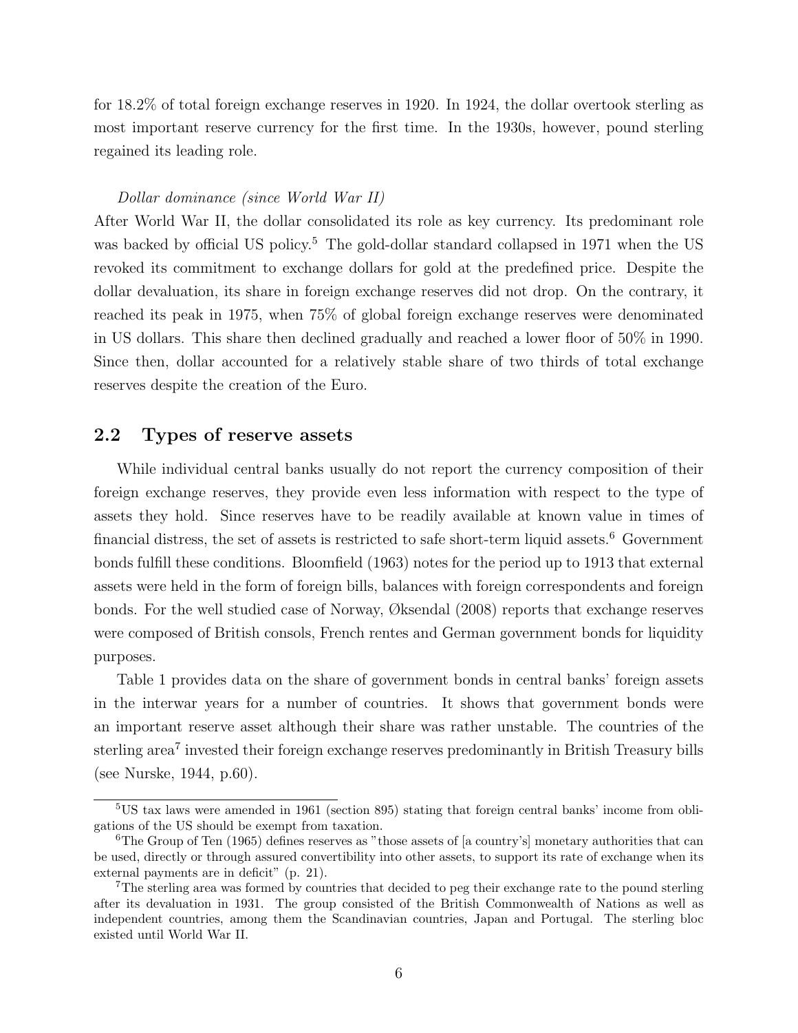for 18.2% of total foreign exchange reserves in 1920. In 1924, the dollar overtook sterling as most important reserve currency for the first time. In the 1930s, however, pound sterling regained its leading role.

*Dollar dominance (since World War II)*

After World War II, the dollar consolidated its role as key currency. Its predominant role was backed by official US policy.[5] The gold-dollar standard collapsed in 1971 when the US revoked its commitment to exchange dollars for gold at the predefined price. Despite the dollar devaluation, its share in foreign exchange reserves did not drop. On the contrary, it reached its peak in 1975, when 75% of global foreign exchange reserves were denominated in US dollars. This share then declined gradually and reached a lower floor of 50% in 1990. Since then, dollar accounted for a relatively stable share of two thirds of total exchange reserves despite the creation of the Euro.

## 2.2 Types of reserve assets

While individual central banks usually do not report the currency composition of their foreign exchange reserves, they provide even less information with respect to the type of assets they hold. Since reserves have to be readily available at known value in times of financial distress, the set of assets is restricted to safe short-term liquid assets.[6] Government bonds fulfill these conditions. Bloomfield (1963) notes for the period up to 1913 that external assets were held in the form of foreign bills, balances with foreign correspondents and foreign bonds. For the well studied case of Norway, Øksendal (2008) reports that exchange reserves were composed of British consols, French rentes and German government bonds for liquidity purposes.

Table 1 provides data on the share of government bonds in central banks' foreign assets in the interwar years for a number of countries. It shows that government bonds were an important reserve asset although their share was rather unstable. The countries of the sterling area[7] invested their foreign exchange reserves predominantly in British Treasury bills (see Nurske, 1944, p.60).

---

[5] US tax laws were amended in 1961 (section 895) stating that foreign central banks' income from obligations of the US should be exempt from taxation.

[6] The Group of Ten (1965) defines reserves as "those assets of [a country's] monetary authorities that can be used, directly or through assured convertibility into other assets, to support its rate of exchange when its external payments are in deficit" (p. 21).

[7] The sterling area was formed by countries that decided to peg their exchange rate to the pound sterling after its devaluation in 1931. The group consisted of the British Commonwealth of Nations as well as independent countries, among them the Scandinavian countries, Japan and Portugal. The sterling bloc existed until World War II.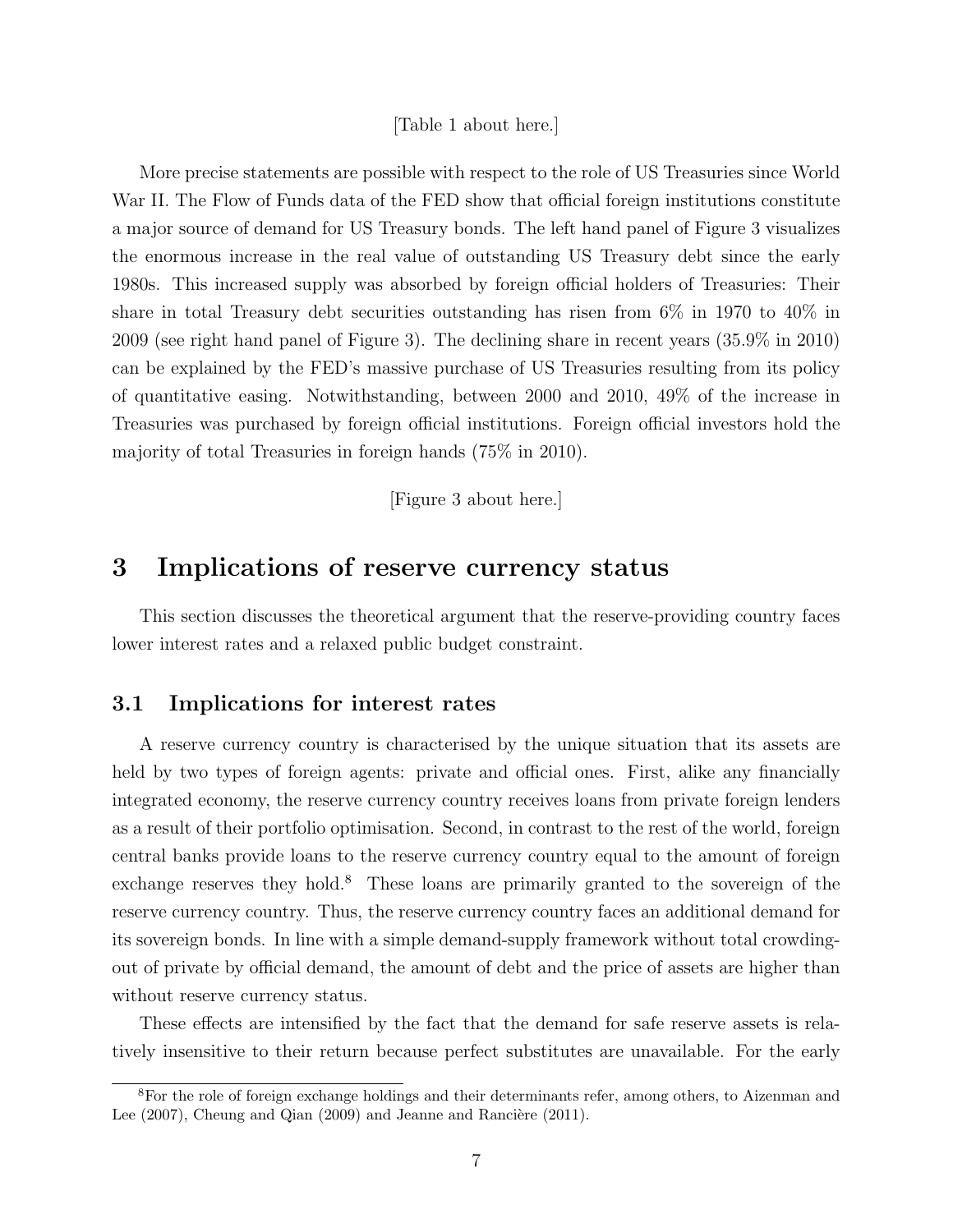[Table 1 about here.]

More precise statements are possible with respect to the role of US Treasuries since World War II. The Flow of Funds data of the FED show that official foreign institutions constitute a major source of demand for US Treasury bonds. The left hand panel of Figure 3 visualizes the enormous increase in the real value of outstanding US Treasury debt since the early 1980s. This increased supply was absorbed by foreign official holders of Treasuries: Their share in total Treasury debt securities outstanding has risen from 6% in 1970 to 40% in 2009 (see right hand panel of Figure 3). The declining share in recent years (35.9% in 2010) can be explained by the FED's massive purchase of US Treasuries resulting from its policy of quantitative easing. Notwithstanding, between 2000 and 2010, 49% of the increase in Treasuries was purchased by foreign official institutions. Foreign official investors hold the majority of total Treasuries in foreign hands (75% in 2010).

[Figure 3 about here.]

# 3 Implications of reserve currency status

This section discusses the theoretical argument that the reserve-providing country faces lower interest rates and a relaxed public budget constraint.

## 3.1 Implications for interest rates

A reserve currency country is characterised by the unique situation that its assets are held by two types of foreign agents: private and official ones. First, alike any financially integrated economy, the reserve currency country receives loans from private foreign lenders as a result of their portfolio optimisation. Second, in contrast to the rest of the world, foreign central banks provide loans to the reserve currency country equal to the amount of foreign exchange reserves they hold.[8] These loans are primarily granted to the sovereign of the reserve currency country. Thus, the reserve currency country faces an additional demand for its sovereign bonds. In line with a simple demand-supply framework without total crowding-out of private by official demand, the amount of debt and the price of assets are higher than without reserve currency status.

These effects are intensified by the fact that the demand for safe reserve assets is relatively insensitive to their return because perfect substitutes are unavailable. For the early

[8] For the role of foreign exchange holdings and their determinants refer, among others, to Aizenman and Lee (2007), Cheung and Qian (2009) and Jeanne and Rancière (2011).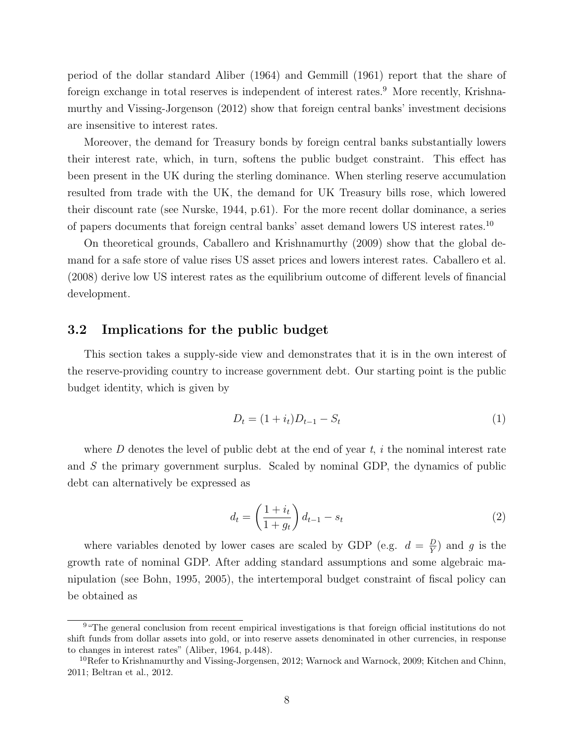period of the dollar standard Aliber (1964) and Gemmill (1961) report that the share of foreign exchange in total reserves is independent of interest rates.[9] More recently, Krishnamurthy and Vissing-Jorgenson (2012) show that foreign central banks' investment decisions are insensitive to interest rates.

Moreover, the demand for Treasury bonds by foreign central banks substantially lowers their interest rate, which, in turn, softens the public budget constraint. This effect has been present in the UK during the sterling dominance. When sterling reserve accumulation resulted from trade with the UK, the demand for UK Treasury bills rose, which lowered their discount rate (see Nurske, 1944, p.61). For the more recent dollar dominance, a series of papers documents that foreign central banks' asset demand lowers US interest rates.[10]

On theoretical grounds, Caballero and Krishnamurthy (2009) show that the global demand for a safe store of value rises US asset prices and lowers interest rates. Caballero et al. (2008) derive low US interest rates as the equilibrium outcome of different levels of financial development.

### 3.2 Implications for the public budget

This section takes a supply-side view and demonstrates that it is in the own interest of the reserve-providing country to increase government debt. Our starting point is the public budget identity, which is given by

$$D_t = (1 + i_t)D_{t-1} - S_t \tag{1}$$

where $D$ denotes the level of public debt at the end of year $t$, $i$ the nominal interest rate and $S$ the primary government surplus. Scaled by nominal GDP, the dynamics of public debt can alternatively be expressed as

$$d_t = \left(\frac{1 + i_t}{1 + g_t}\right) d_{t-1} - s_t \tag{2}$$

where variables denoted by lower cases are scaled by GDP (e.g. $d = \frac{D}{Y}$) and $g$ is the growth rate of nominal GDP. After adding standard assumptions and some algebraic manipulation (see Bohn, 1995, 2005), the intertemporal budget constraint of fiscal policy can be obtained as

---

[9] "The general conclusion from recent empirical investigations is that foreign official institutions do not shift funds from dollar assets into gold, or into reserve assets denominated in other currencies, in response to changes in interest rates" (Aliber, 1964, p.448).

[10] Refer to Krishnamurthy and Vissing-Jorgensen, 2012; Warnock and Warnock, 2009; Kitchen and Chinn, 2011; Beltran et al., 2012.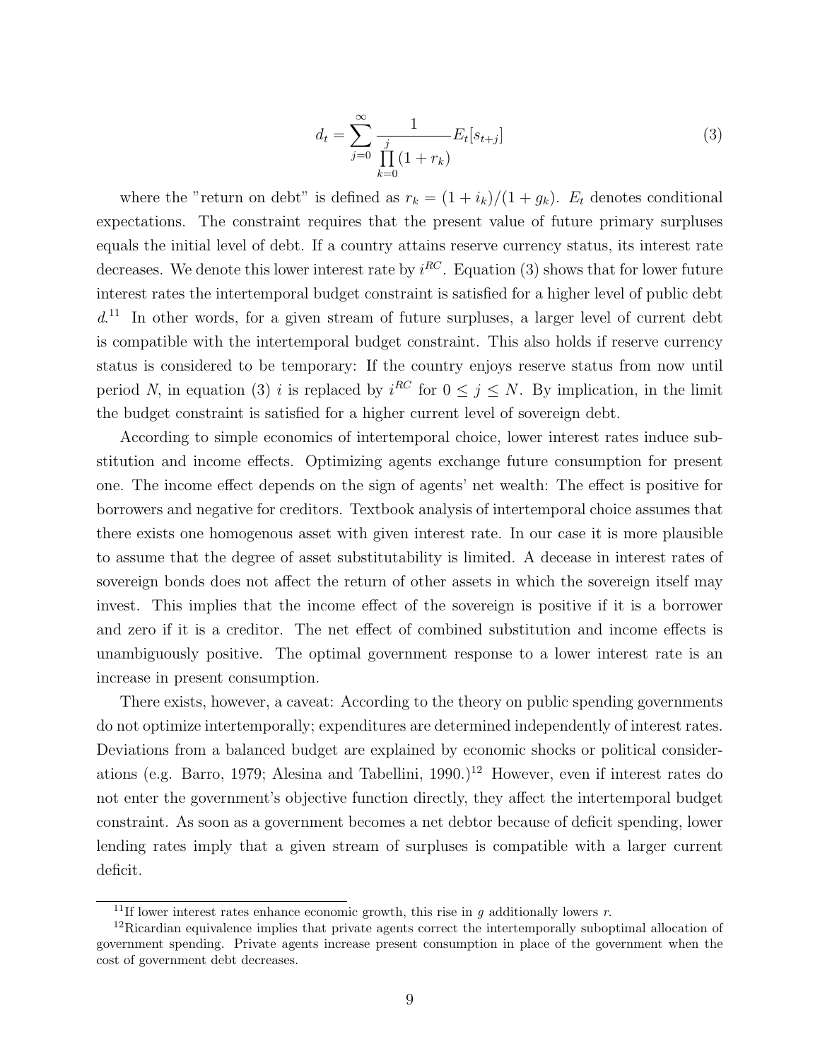$$d_t = \sum_{j=0}^{\infty} \frac{1}{\prod_{k=0}^{j} (1 + r_k)} E_t[s_{t+j}] \tag{3}$$

where the "return on debt" is defined as $r_k = (1 + i_k)/(1 + g_k)$. $E_t$ denotes conditional expectations. The constraint requires that the present value of future primary surpluses equals the initial level of debt. If a country attains reserve currency status, its interest rate decreases. We denote this lower interest rate by $i^{RC}$. Equation (3) shows that for lower future interest rates the intertemporal budget constraint is satisfied for a higher level of public debt $d$.[11] In other words, for a given stream of future surpluses, a larger level of current debt is compatible with the intertemporal budget constraint. This also holds if reserve currency status is considered to be temporary: If the country enjoys reserve status from now until period $N$, in equation (3) $i$ is replaced by $i^{RC}$ for $0 \leq j \leq N$. By implication, in the limit the budget constraint is satisfied for a higher current level of sovereign debt.

According to simple economics of intertemporal choice, lower interest rates induce substitution and income effects. Optimizing agents exchange future consumption for present one. The income effect depends on the sign of agents' net wealth: The effect is positive for borrowers and negative for creditors. Textbook analysis of intertemporal choice assumes that there exists one homogenous asset with given interest rate. In our case it is more plausible to assume that the degree of asset substitutability is limited. A decease in interest rates of sovereign bonds does not affect the return of other assets in which the sovereign itself may invest. This implies that the income effect of the sovereign is positive if it is a borrower and zero if it is a creditor. The net effect of combined substitution and income effects is unambiguously positive. The optimal government response to a lower interest rate is an increase in present consumption.

There exists, however, a caveat: According to the theory on public spending governments do not optimize intertemporally; expenditures are determined independently of interest rates. Deviations from a balanced budget are explained by economic shocks or political considerations (e.g. Barro, 1979; Alesina and Tabellini, 1990.)[12] However, even if interest rates do not enter the government's objective function directly, they affect the intertemporal budget constraint. As soon as a government becomes a net debtor because of deficit spending, lower lending rates imply that a given stream of surpluses is compatible with a larger current deficit.

[11] If lower interest rates enhance economic growth, this rise in $g$ additionally lowers $r$.

[12] Ricardian equivalence implies that private agents correct the intertemporally suboptimal allocation of government spending. Private agents increase present consumption in place of the government when the cost of government debt decreases.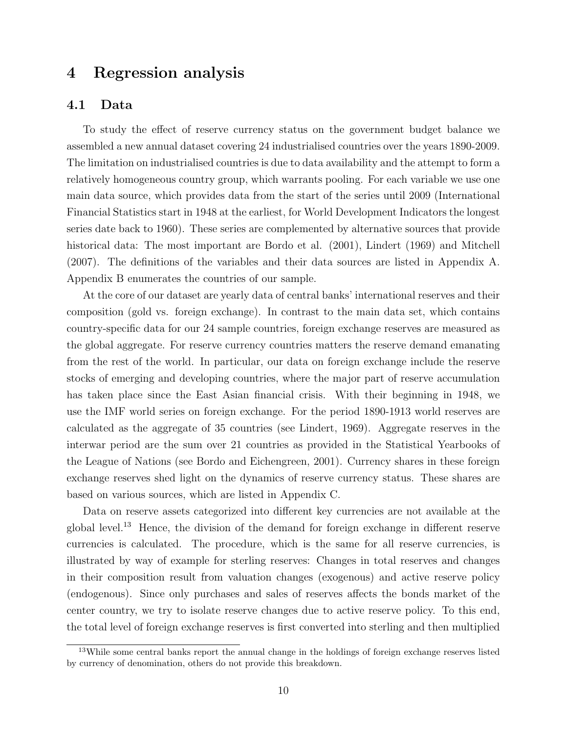# 4 Regression analysis

## 4.1 Data

To study the effect of reserve currency status on the government budget balance we assembled a new annual dataset covering 24 industrialised countries over the years 1890-2009. The limitation on industrialised countries is due to data availability and the attempt to form a relatively homogeneous country group, which warrants pooling. For each variable we use one main data source, which provides data from the start of the series until 2009 (International Financial Statistics start in 1948 at the earliest, for World Development Indicators the longest series date back to 1960). These series are complemented by alternative sources that provide historical data: The most important are Bordo et al. (2001), Lindert (1969) and Mitchell (2007). The definitions of the variables and their data sources are listed in Appendix A. Appendix B enumerates the countries of our sample.

At the core of our dataset are yearly data of central banks' international reserves and their composition (gold vs. foreign exchange). In contrast to the main data set, which contains country-specific data for our 24 sample countries, foreign exchange reserves are measured as the global aggregate. For reserve currency countries matters the reserve demand emanating from the rest of the world. In particular, our data on foreign exchange include the reserve stocks of emerging and developing countries, where the major part of reserve accumulation has taken place since the East Asian financial crisis. With their beginning in 1948, we use the IMF world series on foreign exchange. For the period 1890-1913 world reserves are calculated as the aggregate of 35 countries (see Lindert, 1969). Aggregate reserves in the interwar period are the sum over 21 countries as provided in the Statistical Yearbooks of the League of Nations (see Bordo and Eichengreen, 2001). Currency shares in these foreign exchange reserves shed light on the dynamics of reserve currency status. These shares are based on various sources, which are listed in Appendix C.

Data on reserve assets categorized into different key currencies are not available at the global level.[13] Hence, the division of the demand for foreign exchange in different reserve currencies is calculated. The procedure, which is the same for all reserve currencies, is illustrated by way of example for sterling reserves: Changes in total reserves and changes in their composition result from valuation changes (exogenous) and active reserve policy (endogenous). Since only purchases and sales of reserves affects the bonds market of the center country, we try to isolate reserve changes due to active reserve policy. To this end, the total level of foreign exchange reserves is first converted into sterling and then multiplied

[13] While some central banks report the annual change in the holdings of foreign exchange reserves listed by currency of denomination, others do not provide this breakdown.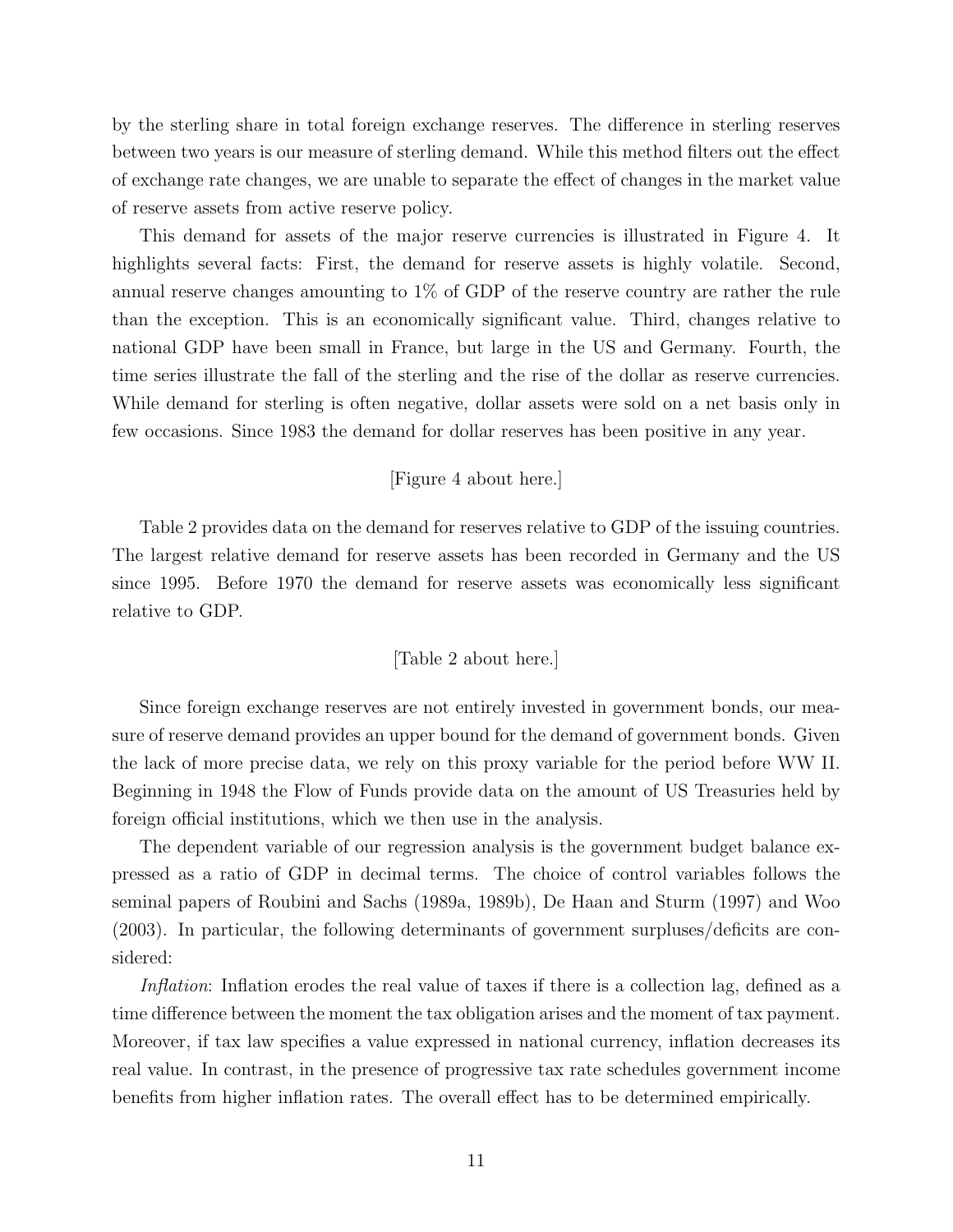by the sterling share in total foreign exchange reserves. The difference in sterling reserves between two years is our measure of sterling demand. While this method filters out the effect of exchange rate changes, we are unable to separate the effect of changes in the market value of reserve assets from active reserve policy.

This demand for assets of the major reserve currencies is illustrated in Figure 4. It highlights several facts: First, the demand for reserve assets is highly volatile. Second, annual reserve changes amounting to 1% of GDP of the reserve country are rather the rule than the exception. This is an economically significant value. Third, changes relative to national GDP have been small in France, but large in the US and Germany. Fourth, the time series illustrate the fall of the sterling and the rise of the dollar as reserve currencies. While demand for sterling is often negative, dollar assets were sold on a net basis only in few occasions. Since 1983 the demand for dollar reserves has been positive in any year.

[Figure 4 about here.]

Table 2 provides data on the demand for reserves relative to GDP of the issuing countries. The largest relative demand for reserve assets has been recorded in Germany and the US since 1995. Before 1970 the demand for reserve assets was economically less significant relative to GDP.

[Table 2 about here.]

Since foreign exchange reserves are not entirely invested in government bonds, our measure of reserve demand provides an upper bound for the demand of government bonds. Given the lack of more precise data, we rely on this proxy variable for the period before WW II. Beginning in 1948 the Flow of Funds provide data on the amount of US Treasuries held by foreign official institutions, which we then use in the analysis.

The dependent variable of our regression analysis is the government budget balance expressed as a ratio of GDP in decimal terms. The choice of control variables follows the seminal papers of Roubini and Sachs (1989a, 1989b), De Haan and Sturm (1997) and Woo (2003). In particular, the following determinants of government surpluses/deficits are considered:

*Inflation*: Inflation erodes the real value of taxes if there is a collection lag, defined as a time difference between the moment the tax obligation arises and the moment of tax payment. Moreover, if tax law specifies a value expressed in national currency, inflation decreases its real value. In contrast, in the presence of progressive tax rate schedules government income benefits from higher inflation rates. The overall effect has to be determined empirically.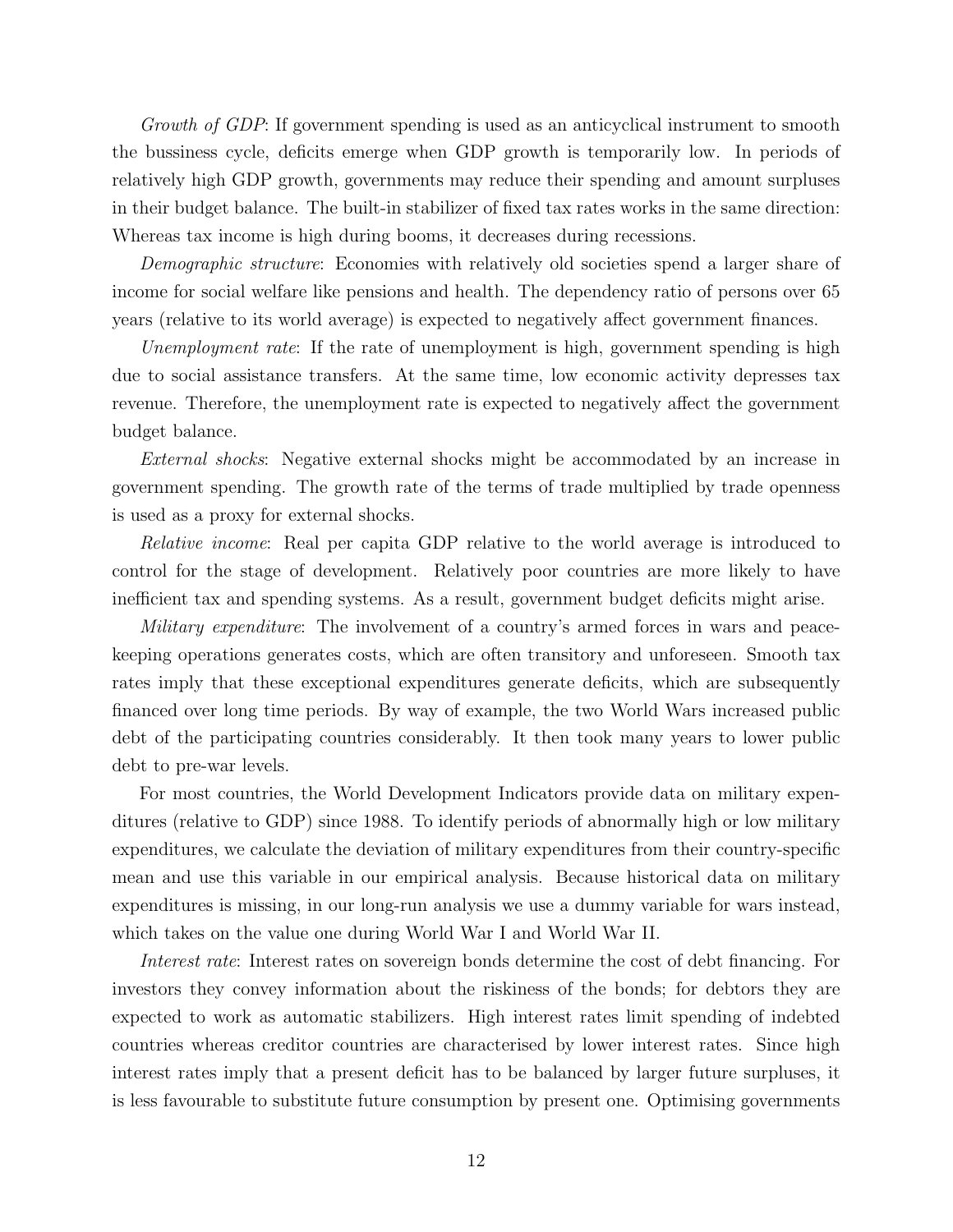*Growth of GDP*: If government spending is used as an anticyclical instrument to smooth the bussiness cycle, deficits emerge when GDP growth is temporarily low. In periods of relatively high GDP growth, governments may reduce their spending and amount surpluses in their budget balance. The built-in stabilizer of fixed tax rates works in the same direction: Whereas tax income is high during booms, it decreases during recessions.

*Demographic structure*: Economies with relatively old societies spend a larger share of income for social welfare like pensions and health. The dependency ratio of persons over 65 years (relative to its world average) is expected to negatively affect government finances.

*Unemployment rate*: If the rate of unemployment is high, government spending is high due to social assistance transfers. At the same time, low economic activity depresses tax revenue. Therefore, the unemployment rate is expected to negatively affect the government budget balance.

*External shocks*: Negative external shocks might be accommodated by an increase in government spending. The growth rate of the terms of trade multiplied by trade openness is used as a proxy for external shocks.

*Relative income*: Real per capita GDP relative to the world average is introduced to control for the stage of development. Relatively poor countries are more likely to have inefficient tax and spending systems. As a result, government budget deficits might arise.

*Military expenditure*: The involvement of a country's armed forces in wars and peace-keeping operations generates costs, which are often transitory and unforeseen. Smooth tax rates imply that these exceptional expenditures generate deficits, which are subsequently financed over long time periods. By way of example, the two World Wars increased public debt of the participating countries considerably. It then took many years to lower public debt to pre-war levels.

For most countries, the World Development Indicators provide data on military expenditures (relative to GDP) since 1988. To identify periods of abnormally high or low military expenditures, we calculate the deviation of military expenditures from their country-specific mean and use this variable in our empirical analysis. Because historical data on military expenditures is missing, in our long-run analysis we use a dummy variable for wars instead, which takes on the value one during World War I and World War II.

*Interest rate*: Interest rates on sovereign bonds determine the cost of debt financing. For investors they convey information about the riskiness of the bonds; for debtors they are expected to work as automatic stabilizers. High interest rates limit spending of indebted countries whereas creditor countries are characterised by lower interest rates. Since high interest rates imply that a present deficit has to be balanced by larger future surpluses, it is less favourable to substitute future consumption by present one. Optimising governments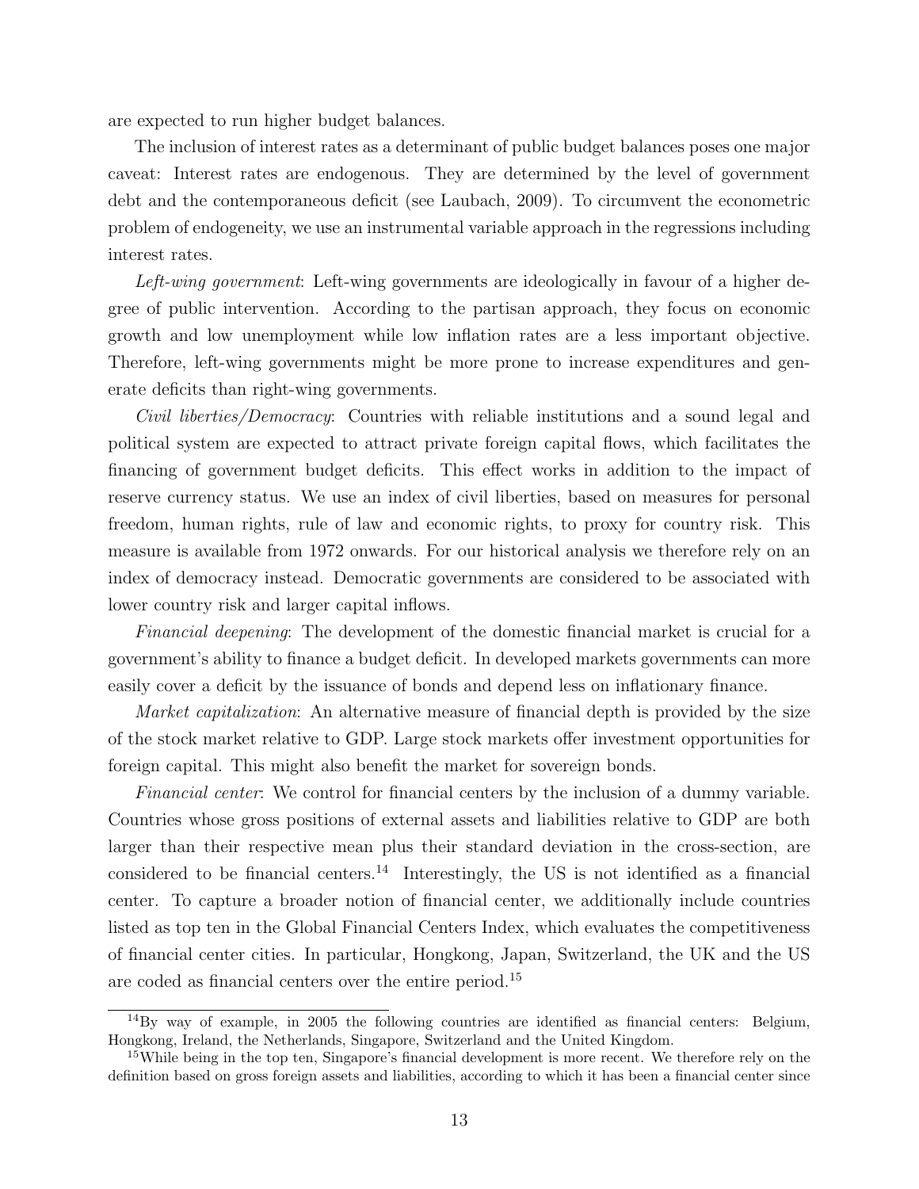are expected to run higher budget balances.

The inclusion of interest rates as a determinant of public budget balances poses one major caveat: Interest rates are endogenous. They are determined by the level of government debt and the contemporaneous deficit (see Laubach, 2009). To circumvent the econometric problem of endogeneity, we use an instrumental variable approach in the regressions including interest rates.

*Left-wing government*: Left-wing governments are ideologically in favour of a higher degree of public intervention. According to the partisan approach, they focus on economic growth and low unemployment while low inflation rates are a less important objective. Therefore, left-wing governments might be more prone to increase expenditures and generate deficits than right-wing governments.

*Civil liberties/Democracy*: Countries with reliable institutions and a sound legal and political system are expected to attract private foreign capital flows, which facilitates the financing of government budget deficits. This effect works in addition to the impact of reserve currency status. We use an index of civil liberties, based on measures for personal freedom, human rights, rule of law and economic rights, to proxy for country risk. This measure is available from 1972 onwards. For our historical analysis we therefore rely on an index of democracy instead. Democratic governments are considered to be associated with lower country risk and larger capital inflows.

*Financial deepening*: The development of the domestic financial market is crucial for a government's ability to finance a budget deficit. In developed markets governments can more easily cover a deficit by the issuance of bonds and depend less on inflationary finance.

*Market capitalization*: An alternative measure of financial depth is provided by the size of the stock market relative to GDP. Large stock markets offer investment opportunities for foreign capital. This might also benefit the market for sovereign bonds.

*Financial center*: We control for financial centers by the inclusion of a dummy variable. Countries whose gross positions of external assets and liabilities relative to GDP are both larger than their respective mean plus their standard deviation in the cross-section, are considered to be financial centers.[14] Interestingly, the US is not identified as a financial center. To capture a broader notion of financial center, we additionally include countries listed as top ten in the Global Financial Centers Index, which evaluates the competitiveness of financial center cities. In particular, Hongkong, Japan, Switzerland, the UK and the US are coded as financial centers over the entire period.[15]

[14] By way of example, in 2005 the following countries are identified as financial centers: Belgium, Hongkong, Ireland, the Netherlands, Singapore, Switzerland and the United Kingdom.

[15] While being in the top ten, Singapore's financial development is more recent. We therefore rely on the definition based on gross foreign assets and liabilities, according to which it has been a financial center since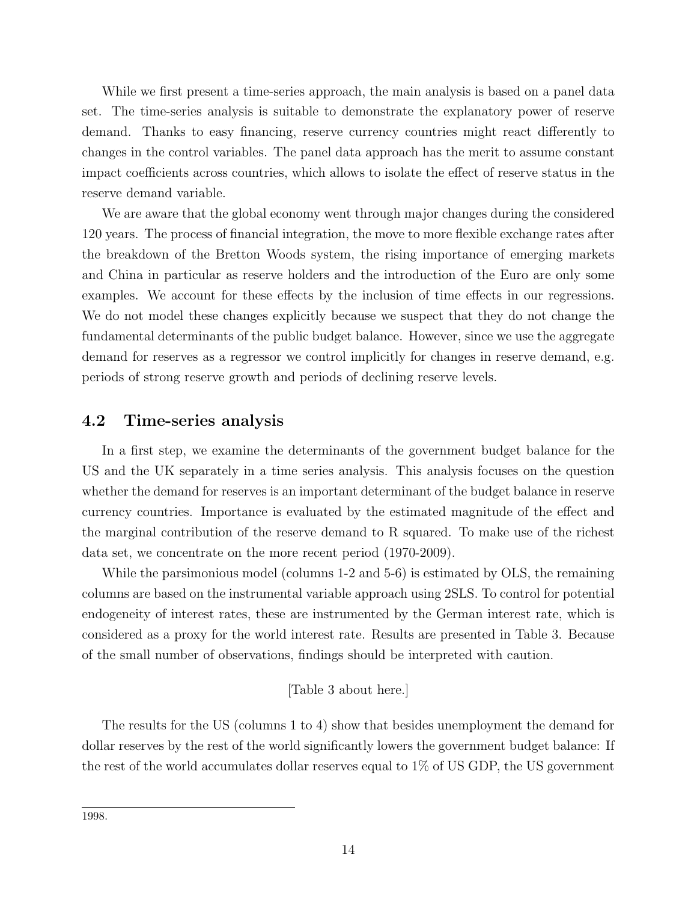While we first present a time-series approach, the main analysis is based on a panel data set. The time-series analysis is suitable to demonstrate the explanatory power of reserve demand. Thanks to easy financing, reserve currency countries might react differently to changes in the control variables. The panel data approach has the merit to assume constant impact coefficients across countries, which allows to isolate the effect of reserve status in the reserve demand variable.

We are aware that the global economy went through major changes during the considered 120 years. The process of financial integration, the move to more flexible exchange rates after the breakdown of the Bretton Woods system, the rising importance of emerging markets and China in particular as reserve holders and the introduction of the Euro are only some examples. We account for these effects by the inclusion of time effects in our regressions. We do not model these changes explicitly because we suspect that they do not change the fundamental determinants of the public budget balance. However, since we use the aggregate demand for reserves as a regressor we control implicitly for changes in reserve demand, e.g. periods of strong reserve growth and periods of declining reserve levels.

## 4.2 Time-series analysis

In a first step, we examine the determinants of the government budget balance for the US and the UK separately in a time series analysis. This analysis focuses on the question whether the demand for reserves is an important determinant of the budget balance in reserve currency countries. Importance is evaluated by the estimated magnitude of the effect and the marginal contribution of the reserve demand to R squared. To make use of the richest data set, we concentrate on the more recent period (1970-2009).

While the parsimonious model (columns 1-2 and 5-6) is estimated by OLS, the remaining columns are based on the instrumental variable approach using 2SLS. To control for potential endogeneity of interest rates, these are instrumented by the German interest rate, which is considered as a proxy for the world interest rate. Results are presented in Table 3. Because of the small number of observations, findings should be interpreted with caution.

[Table 3 about here.]

The results for the US (columns 1 to 4) show that besides unemployment the demand for dollar reserves by the rest of the world significantly lowers the government budget balance: If the rest of the world accumulates dollar reserves equal to 1% of US GDP, the US government

1998.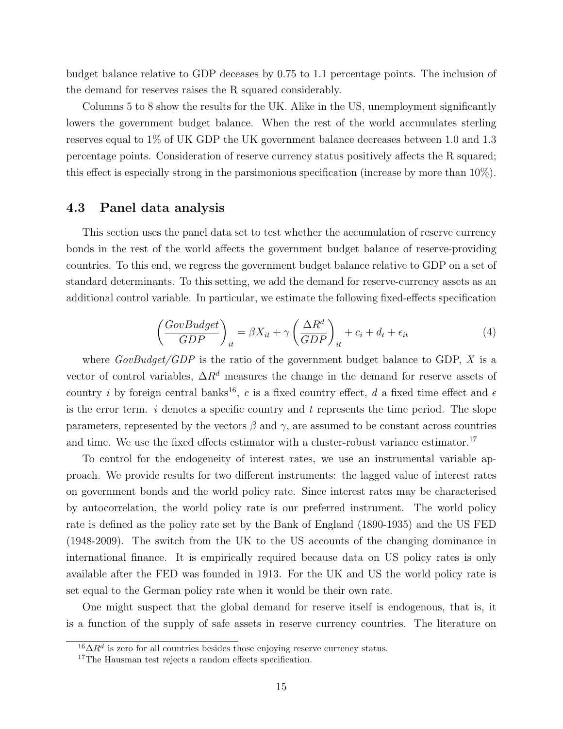budget balance relative to GDP deceases by 0.75 to 1.1 percentage points. The inclusion of the demand for reserves raises the R squared considerably.

Columns 5 to 8 show the results for the UK. Alike in the US, unemployment significantly lowers the government budget balance. When the rest of the world accumulates sterling reserves equal to 1% of UK GDP the UK government balance decreases between 1.0 and 1.3 percentage points. Consideration of reserve currency status positively affects the R squared; this effect is especially strong in the parsimonious specification (increase by more than 10%).

### 4.3 Panel data analysis

This section uses the panel data set to test whether the accumulation of reserve currency bonds in the rest of the world affects the government budget balance of reserve-providing countries. To this end, we regress the government budget balance relative to GDP on a set of standard determinants. To this setting, we add the demand for reserve-currency assets as an additional control variable. In particular, we estimate the following fixed-effects specification

$$\left(\frac{GovBudget}{GDP}\right)_{it} = \beta X_{it} + \gamma \left(\frac{\Delta R^d}{GDP}\right)_{it} + c_i + d_t + \epsilon_{it} \tag{4}$$

where *GovBudget/GDP* is the ratio of the government budget balance to GDP, $X$ is a vector of control variables, $\Delta R^d$ measures the change in the demand for reserve assets of country $i$ by foreign central banks[16], $c$ is a fixed country effect, $d$ a fixed time effect and $\epsilon$ is the error term. $i$ denotes a specific country and $t$ represents the time period. The slope parameters, represented by the vectors $\beta$ and $\gamma$, are assumed to be constant across countries and time. We use the fixed effects estimator with a cluster-robust variance estimator.[17]

To control for the endogeneity of interest rates, we use an instrumental variable approach. We provide results for two different instruments: the lagged value of interest rates on government bonds and the world policy rate. Since interest rates may be characterised by autocorrelation, the world policy rate is our preferred instrument. The world policy rate is defined as the policy rate set by the Bank of England (1890-1935) and the US FED (1948-2009). The switch from the UK to the US accounts of the changing dominance in international finance. It is empirically required because data on US policy rates is only available after the FED was founded in 1913. For the UK and US the world policy rate is set equal to the German policy rate when it would be their own rate.

One might suspect that the global demand for reserve itself is endogenous, that is, it is a function of the supply of safe assets in reserve currency countries. The literature on

[16] $\Delta R^d$ is zero for all countries besides those enjoying reserve currency status.

[17] The Hausman test rejects a random effects specification.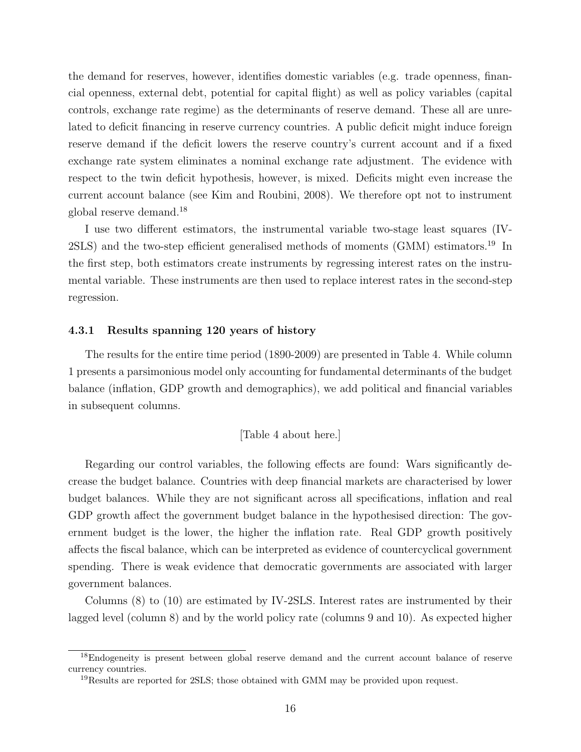the demand for reserves, however, identifies domestic variables (e.g. trade openness, financial openness, external debt, potential for capital flight) as well as policy variables (capital controls, exchange rate regime) as the determinants of reserve demand. These all are unrelated to deficit financing in reserve currency countries. A public deficit might induce foreign reserve demand if the deficit lowers the reserve country's current account and if a fixed exchange rate system eliminates a nominal exchange rate adjustment. The evidence with respect to the twin deficit hypothesis, however, is mixed. Deficits might even increase the current account balance (see Kim and Roubini, 2008). We therefore opt not to instrument global reserve demand.[18]

I use two different estimators, the instrumental variable two-stage least squares (IV-2SLS) and the two-step efficient generalised methods of moments (GMM) estimators.[19] In the first step, both estimators create instruments by regressing interest rates on the instrumental variable. These instruments are then used to replace interest rates in the second-step regression.

### 4.3.1 Results spanning 120 years of history

The results for the entire time period (1890-2009) are presented in Table 4. While column 1 presents a parsimonious model only accounting for fundamental determinants of the budget balance (inflation, GDP growth and demographics), we add political and financial variables in subsequent columns.

[Table 4 about here.]

Regarding our control variables, the following effects are found: Wars significantly decrease the budget balance. Countries with deep financial markets are characterised by lower budget balances. While they are not significant across all specifications, inflation and real GDP growth affect the government budget balance in the hypothesised direction: The government budget is the lower, the higher the inflation rate. Real GDP growth positively affects the fiscal balance, which can be interpreted as evidence of countercyclical government spending. There is weak evidence that democratic governments are associated with larger government balances.

Columns (8) to (10) are estimated by IV-2SLS. Interest rates are instrumented by their lagged level (column 8) and by the world policy rate (columns 9 and 10). As expected higher

[18]Endogeneity is present between global reserve demand and the current account balance of reserve currency countries.

[19]Results are reported for 2SLS; those obtained with GMM may be provided upon request.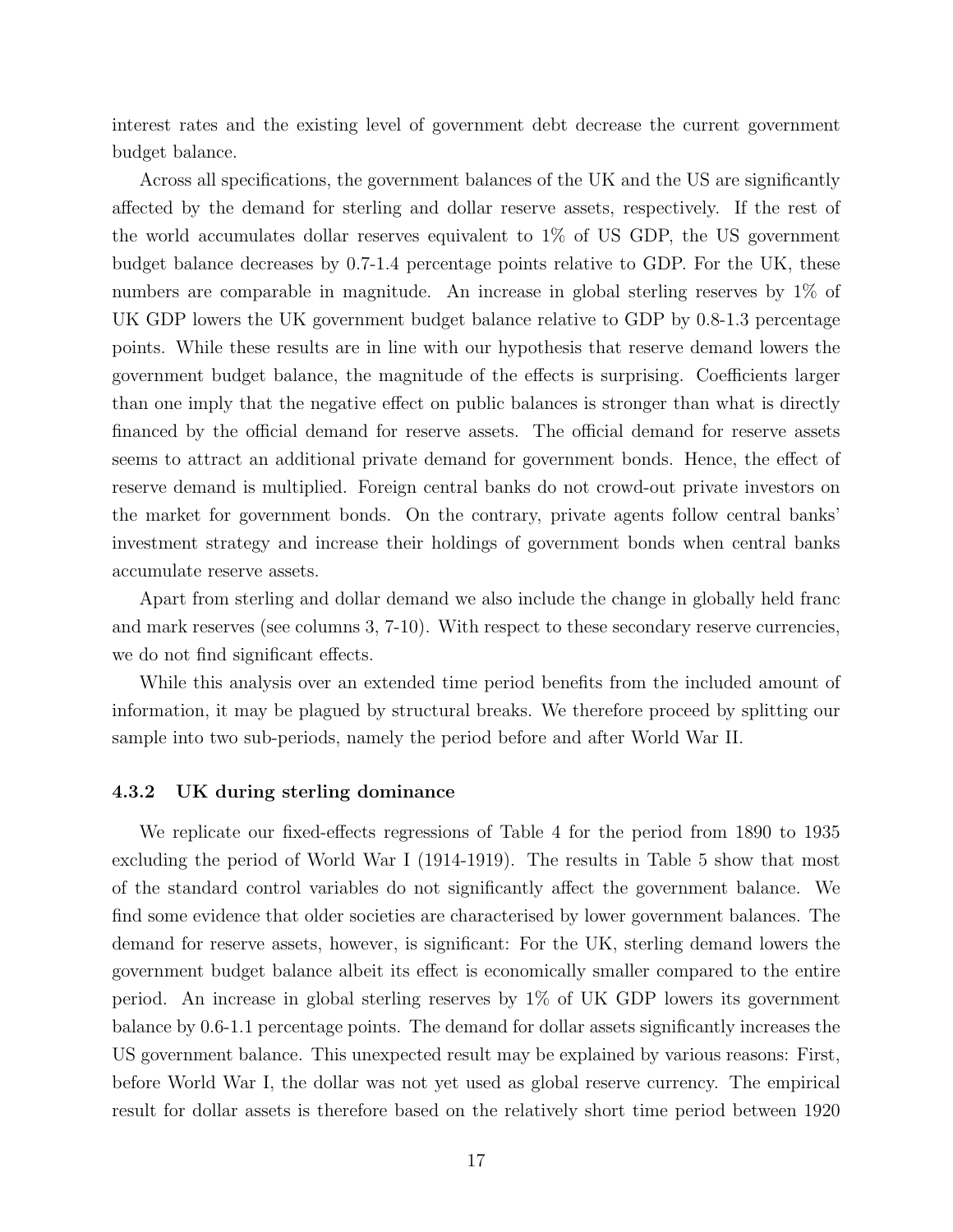interest rates and the existing level of government debt decrease the current government budget balance.

Across all specifications, the government balances of the UK and the US are significantly affected by the demand for sterling and dollar reserve assets, respectively. If the rest of the world accumulates dollar reserves equivalent to 1% of US GDP, the US government budget balance decreases by 0.7-1.4 percentage points relative to GDP. For the UK, these numbers are comparable in magnitude. An increase in global sterling reserves by 1% of UK GDP lowers the UK government budget balance relative to GDP by 0.8-1.3 percentage points. While these results are in line with our hypothesis that reserve demand lowers the government budget balance, the magnitude of the effects is surprising. Coefficients larger than one imply that the negative effect on public balances is stronger than what is directly financed by the official demand for reserve assets. The official demand for reserve assets seems to attract an additional private demand for government bonds. Hence, the effect of reserve demand is multiplied. Foreign central banks do not crowd-out private investors on the market for government bonds. On the contrary, private agents follow central banks' investment strategy and increase their holdings of government bonds when central banks accumulate reserve assets.

Apart from sterling and dollar demand we also include the change in globally held franc and mark reserves (see columns 3, 7-10). With respect to these secondary reserve currencies, we do not find significant effects.

While this analysis over an extended time period benefits from the included amount of information, it may be plagued by structural breaks. We therefore proceed by splitting our sample into two sub-periods, namely the period before and after World War II.

### 4.3.2 UK during sterling dominance

We replicate our fixed-effects regressions of Table 4 for the period from 1890 to 1935 excluding the period of World War I (1914-1919). The results in Table 5 show that most of the standard control variables do not significantly affect the government balance. We find some evidence that older societies are characterised by lower government balances. The demand for reserve assets, however, is significant: For the UK, sterling demand lowers the government budget balance albeit its effect is economically smaller compared to the entire period. An increase in global sterling reserves by 1% of UK GDP lowers its government balance by 0.6-1.1 percentage points. The demand for dollar assets significantly increases the US government balance. This unexpected result may be explained by various reasons: First, before World War I, the dollar was not yet used as global reserve currency. The empirical result for dollar assets is therefore based on the relatively short time period between 1920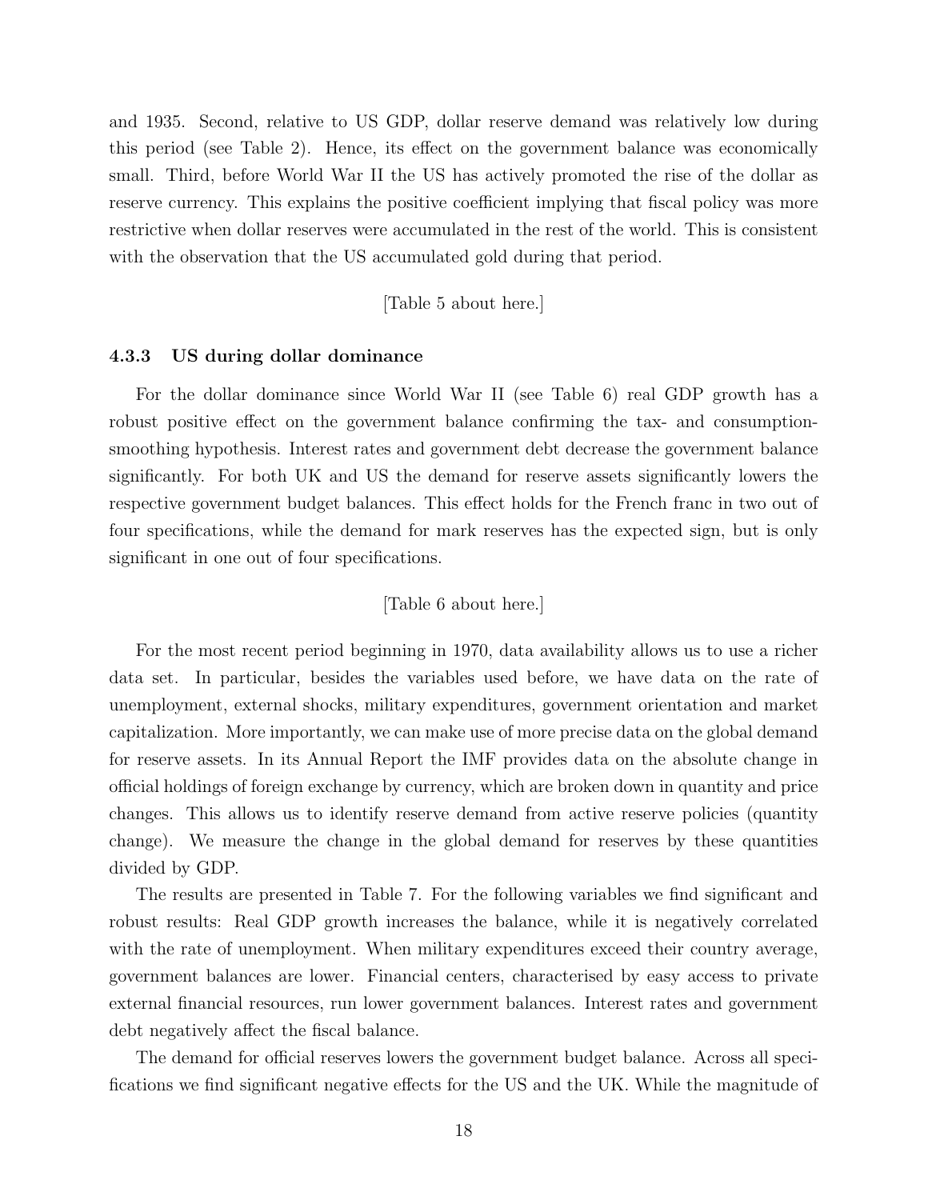and 1935. Second, relative to US GDP, dollar reserve demand was relatively low during this period (see Table 2). Hence, its effect on the government balance was economically small. Third, before World War II the US has actively promoted the rise of the dollar as reserve currency. This explains the positive coefficient implying that fiscal policy was more restrictive when dollar reserves were accumulated in the rest of the world. This is consistent with the observation that the US accumulated gold during that period.

[Table 5 about here.]

#### 4.3.3 US during dollar dominance

For the dollar dominance since World War II (see Table 6) real GDP growth has a robust positive effect on the government balance confirming the tax- and consumption-smoothing hypothesis. Interest rates and government debt decrease the government balance significantly. For both UK and US the demand for reserve assets significantly lowers the respective government budget balances. This effect holds for the French franc in two out of four specifications, while the demand for mark reserves has the expected sign, but is only significant in one out of four specifications.

[Table 6 about here.]

For the most recent period beginning in 1970, data availability allows us to use a richer data set. In particular, besides the variables used before, we have data on the rate of unemployment, external shocks, military expenditures, government orientation and market capitalization. More importantly, we can make use of more precise data on the global demand for reserve assets. In its Annual Report the IMF provides data on the absolute change in official holdings of foreign exchange by currency, which are broken down in quantity and price changes. This allows us to identify reserve demand from active reserve policies (quantity change). We measure the change in the global demand for reserves by these quantities divided by GDP.

The results are presented in Table 7. For the following variables we find significant and robust results: Real GDP growth increases the balance, while it is negatively correlated with the rate of unemployment. When military expenditures exceed their country average, government balances are lower. Financial centers, characterised by easy access to private external financial resources, run lower government balances. Interest rates and government debt negatively affect the fiscal balance.

The demand for official reserves lowers the government budget balance. Across all specifications we find significant negative effects for the US and the UK. While the magnitude of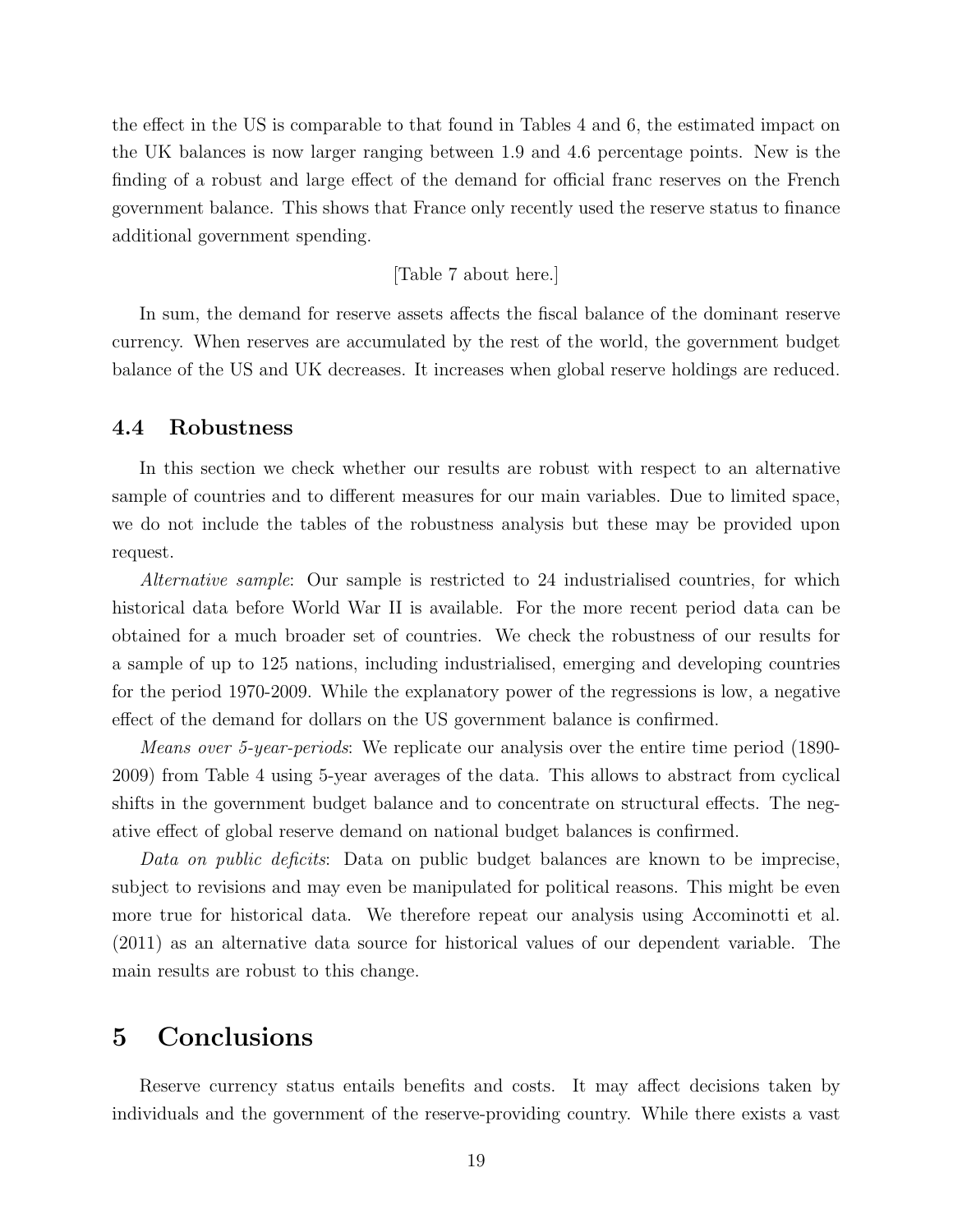the effect in the US is comparable to that found in Tables 4 and 6, the estimated impact on the UK balances is now larger ranging between 1.9 and 4.6 percentage points. New is the finding of a robust and large effect of the demand for official franc reserves on the French government balance. This shows that France only recently used the reserve status to finance additional government spending.

[Table 7 about here.]

In sum, the demand for reserve assets affects the fiscal balance of the dominant reserve currency. When reserves are accumulated by the rest of the world, the government budget balance of the US and UK decreases. It increases when global reserve holdings are reduced.

### 4.4 Robustness

In this section we check whether our results are robust with respect to an alternative sample of countries and to different measures for our main variables. Due to limited space, we do not include the tables of the robustness analysis but these may be provided upon request.

*Alternative sample*: Our sample is restricted to 24 industrialised countries, for which historical data before World War II is available. For the more recent period data can be obtained for a much broader set of countries. We check the robustness of our results for a sample of up to 125 nations, including industrialised, emerging and developing countries for the period 1970-2009. While the explanatory power of the regressions is low, a negative effect of the demand for dollars on the US government balance is confirmed.

*Means over 5-year-periods*: We replicate our analysis over the entire time period (1890-2009) from Table 4 using 5-year averages of the data. This allows to abstract from cyclical shifts in the government budget balance and to concentrate on structural effects. The negative effect of global reserve demand on national budget balances is confirmed.

*Data on public deficits*: Data on public budget balances are known to be imprecise, subject to revisions and may even be manipulated for political reasons. This might be even more true for historical data. We therefore repeat our analysis using Accominotti et al. (2011) as an alternative data source for historical values of our dependent variable. The main results are robust to this change.

## 5 Conclusions

Reserve currency status entails benefits and costs. It may affect decisions taken by individuals and the government of the reserve-providing country. While there exists a vast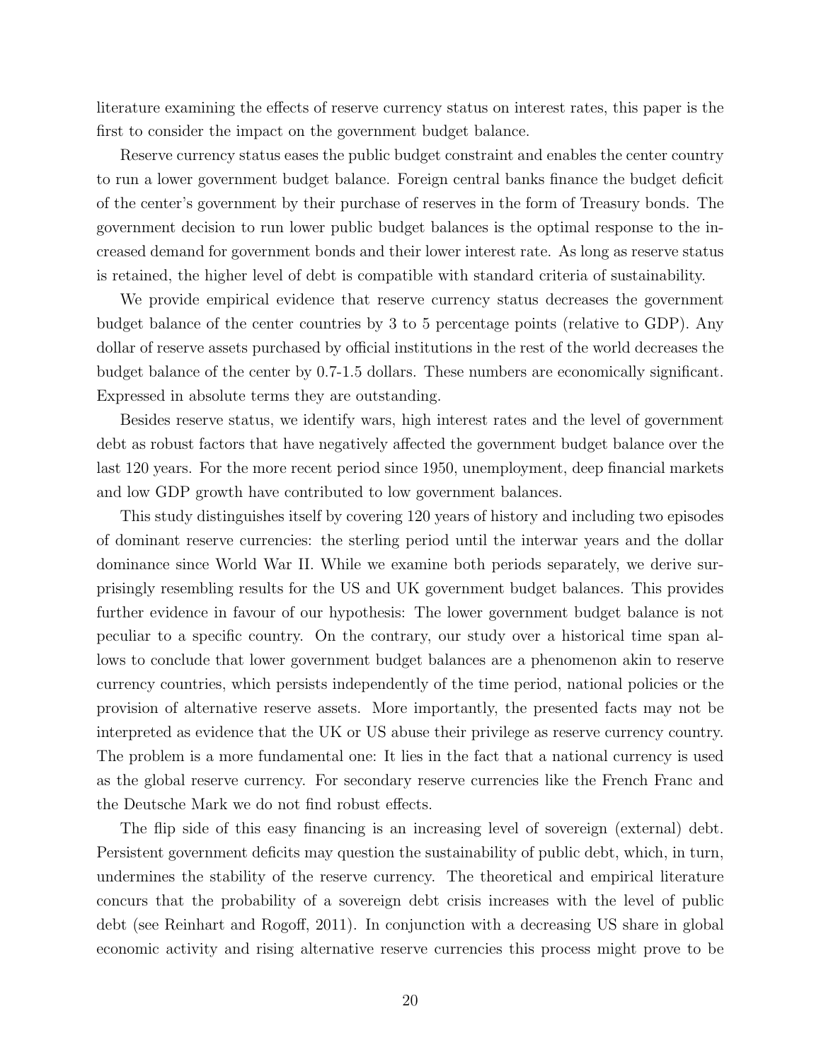literature examining the effects of reserve currency status on interest rates, this paper is the first to consider the impact on the government budget balance.

Reserve currency status eases the public budget constraint and enables the center country to run a lower government budget balance. Foreign central banks finance the budget deficit of the center's government by their purchase of reserves in the form of Treasury bonds. The government decision to run lower public budget balances is the optimal response to the increased demand for government bonds and their lower interest rate. As long as reserve status is retained, the higher level of debt is compatible with standard criteria of sustainability.

We provide empirical evidence that reserve currency status decreases the government budget balance of the center countries by 3 to 5 percentage points (relative to GDP). Any dollar of reserve assets purchased by official institutions in the rest of the world decreases the budget balance of the center by 0.7-1.5 dollars. These numbers are economically significant. Expressed in absolute terms they are outstanding.

Besides reserve status, we identify wars, high interest rates and the level of government debt as robust factors that have negatively affected the government budget balance over the last 120 years. For the more recent period since 1950, unemployment, deep financial markets and low GDP growth have contributed to low government balances.

This study distinguishes itself by covering 120 years of history and including two episodes of dominant reserve currencies: the sterling period until the interwar years and the dollar dominance since World War II. While we examine both periods separately, we derive surprisingly resembling results for the US and UK government budget balances. This provides further evidence in favour of our hypothesis: The lower government budget balance is not peculiar to a specific country. On the contrary, our study over a historical time span allows to conclude that lower government budget balances are a phenomenon akin to reserve currency countries, which persists independently of the time period, national policies or the provision of alternative reserve assets. More importantly, the presented facts may not be interpreted as evidence that the UK or US abuse their privilege as reserve currency country. The problem is a more fundamental one: It lies in the fact that a national currency is used as the global reserve currency. For secondary reserve currencies like the French Franc and the Deutsche Mark we do not find robust effects.

The flip side of this easy financing is an increasing level of sovereign (external) debt. Persistent government deficits may question the sustainability of public debt, which, in turn, undermines the stability of the reserve currency. The theoretical and empirical literature concurs that the probability of a sovereign debt crisis increases with the level of public debt (see Reinhart and Rogoff, 2011). In conjunction with a decreasing US share in global economic activity and rising alternative reserve currencies this process might prove to be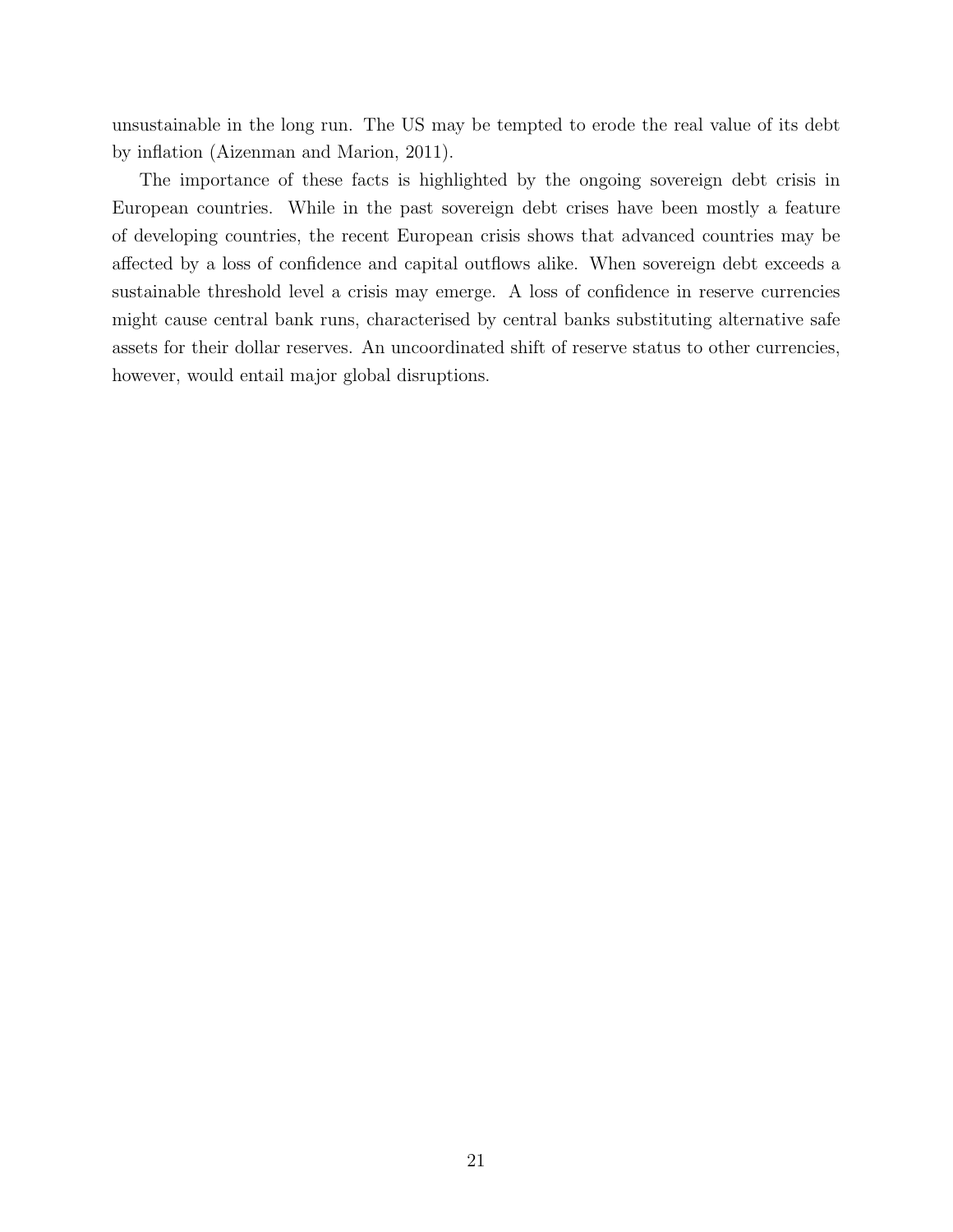unsustainable in the long run. The US may be tempted to erode the real value of its debt by inflation (Aizenman and Marion, 2011).

The importance of these facts is highlighted by the ongoing sovereign debt crisis in European countries. While in the past sovereign debt crises have been mostly a feature of developing countries, the recent European crisis shows that advanced countries may be affected by a loss of confidence and capital outflows alike. When sovereign debt exceeds a sustainable threshold level a crisis may emerge. A loss of confidence in reserve currencies might cause central bank runs, characterised by central banks substituting alternative safe assets for their dollar reserves. An uncoordinated shift of reserve status to other currencies, however, would entail major global disruptions.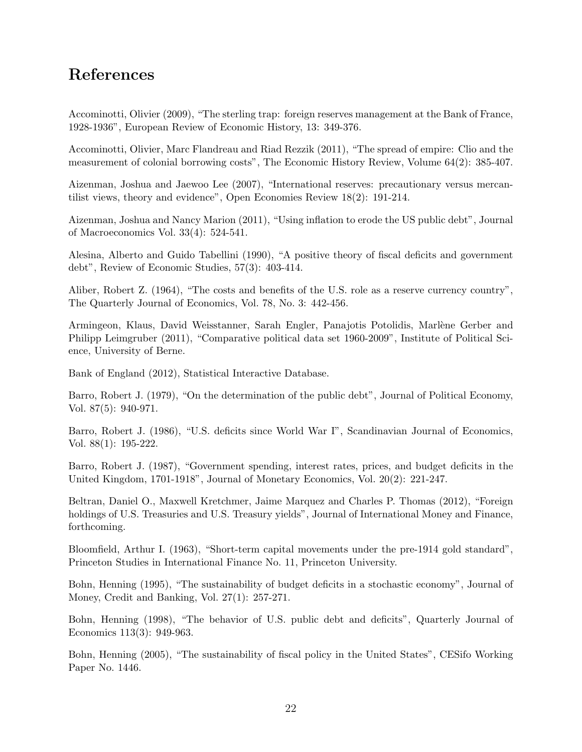# References

Accominotti, Olivier (2009), "The sterling trap: foreign reserves management at the Bank of France, 1928-1936", European Review of Economic History, 13: 349-376.

Accominotti, Olivier, Marc Flandreau and Riad Rezzik (2011), "The spread of empire: Clio and the measurement of colonial borrowing costs", The Economic History Review, Volume 64(2): 385-407.

Aizenman, Joshua and Jaewoo Lee (2007), "International reserves: precautionary versus mercantilist views, theory and evidence", Open Economies Review 18(2): 191-214.

Aizenman, Joshua and Nancy Marion (2011), "Using inflation to erode the US public debt", Journal of Macroeconomics Vol. 33(4): 524-541.

Alesina, Alberto and Guido Tabellini (1990), "A positive theory of fiscal deficits and government debt", Review of Economic Studies, 57(3): 403-414.

Aliber, Robert Z. (1964), "The costs and benefits of the U.S. role as a reserve currency country", The Quarterly Journal of Economics, Vol. 78, No. 3: 442-456.

Armingeon, Klaus, David Weisstanner, Sarah Engler, Panajotis Potolidis, Marlène Gerber and Philipp Leimgruber (2011), "Comparative political data set 1960-2009", Institute of Political Science, University of Berne.

Bank of England (2012), Statistical Interactive Database.

Barro, Robert J. (1979), "On the determination of the public debt", Journal of Political Economy, Vol. 87(5): 940-971.

Barro, Robert J. (1986), "U.S. deficits since World War I", Scandinavian Journal of Economics, Vol. 88(1): 195-222.

Barro, Robert J. (1987), "Government spending, interest rates, prices, and budget deficits in the United Kingdom, 1701-1918", Journal of Monetary Economics, Vol. 20(2): 221-247.

Beltran, Daniel O., Maxwell Kretchmer, Jaime Marquez and Charles P. Thomas (2012), "Foreign holdings of U.S. Treasuries and U.S. Treasury yields", Journal of International Money and Finance, forthcoming.

Bloomfield, Arthur I. (1963), "Short-term capital movements under the pre-1914 gold standard", Princeton Studies in International Finance No. 11, Princeton University.

Bohn, Henning (1995), "The sustainability of budget deficits in a stochastic economy", Journal of Money, Credit and Banking, Vol. 27(1): 257-271.

Bohn, Henning (1998), "The behavior of U.S. public debt and deficits", Quarterly Journal of Economics 113(3): 949-963.

Bohn, Henning (2005), "The sustainability of fiscal policy in the United States", CESifo Working Paper No. 1446.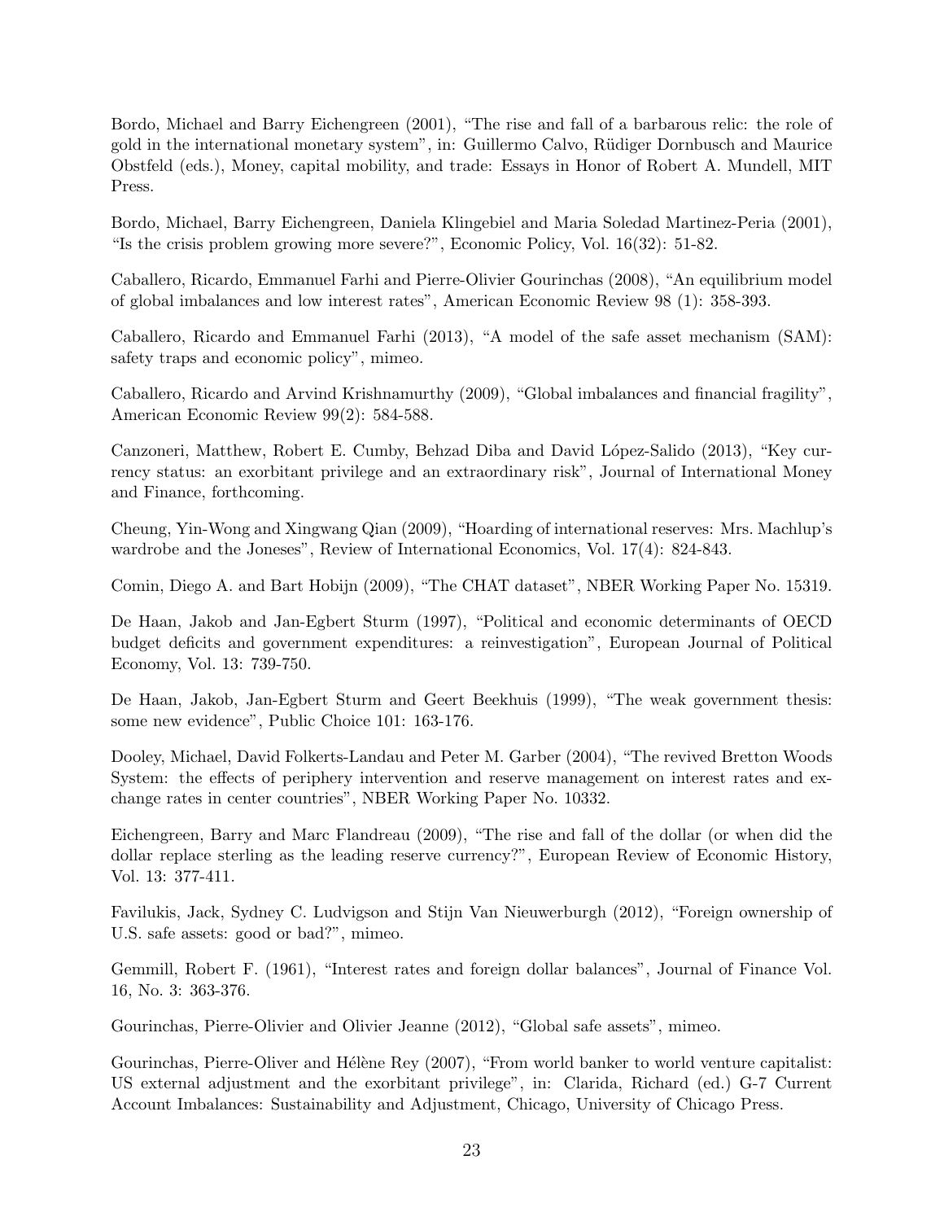Bordo, Michael and Barry Eichengreen (2001), "The rise and fall of a barbarous relic: the role of gold in the international monetary system", in: Guillermo Calvo, Rüdiger Dornbusch and Maurice Obstfeld (eds.), Money, capital mobility, and trade: Essays in Honor of Robert A. Mundell, MIT Press.

Bordo, Michael, Barry Eichengreen, Daniela Klingebiel and Maria Soledad Martinez-Peria (2001), "Is the crisis problem growing more severe?", Economic Policy, Vol. 16(32): 51-82.

Caballero, Ricardo, Emmanuel Farhi and Pierre-Olivier Gourinchas (2008), "An equilibrium model of global imbalances and low interest rates", American Economic Review 98 (1): 358-393.

Caballero, Ricardo and Emmanuel Farhi (2013), "A model of the safe asset mechanism (SAM): safety traps and economic policy", mimeo.

Caballero, Ricardo and Arvind Krishnamurthy (2009), "Global imbalances and financial fragility", American Economic Review 99(2): 584-588.

Canzoneri, Matthew, Robert E. Cumby, Behzad Diba and David López-Salido (2013), "Key currency status: an exorbitant privilege and an extraordinary risk", Journal of International Money and Finance, forthcoming.

Cheung, Yin-Wong and Xingwang Qian (2009), "Hoarding of international reserves: Mrs. Machlup's wardrobe and the Joneses", Review of International Economics, Vol. 17(4): 824-843.

Comin, Diego A. and Bart Hobijn (2009), "The CHAT dataset", NBER Working Paper No. 15319.

De Haan, Jakob and Jan-Egbert Sturm (1997), "Political and economic determinants of OECD budget deficits and government expenditures: a reinvestigation", European Journal of Political Economy, Vol. 13: 739-750.

De Haan, Jakob, Jan-Egbert Sturm and Geert Beekhuis (1999), "The weak government thesis: some new evidence", Public Choice 101: 163-176.

Dooley, Michael, David Folkerts-Landau and Peter M. Garber (2004), "The revived Bretton Woods System: the effects of periphery intervention and reserve management on interest rates and exchange rates in center countries", NBER Working Paper No. 10332.

Eichengreen, Barry and Marc Flandreau (2009), "The rise and fall of the dollar (or when did the dollar replace sterling as the leading reserve currency?", European Review of Economic History, Vol. 13: 377-411.

Favilukis, Jack, Sydney C. Ludvigson and Stijn Van Nieuwerburgh (2012), "Foreign ownership of U.S. safe assets: good or bad?", mimeo.

Gemmill, Robert F. (1961), "Interest rates and foreign dollar balances", Journal of Finance Vol. 16, No. 3: 363-376.

Gourinchas, Pierre-Olivier and Olivier Jeanne (2012), "Global safe assets", mimeo.

Gourinchas, Pierre-Oliver and Hélène Rey (2007), "From world banker to world venture capitalist: US external adjustment and the exorbitant privilege", in: Clarida, Richard (ed.) G-7 Current Account Imbalances: Sustainability and Adjustment, Chicago, University of Chicago Press.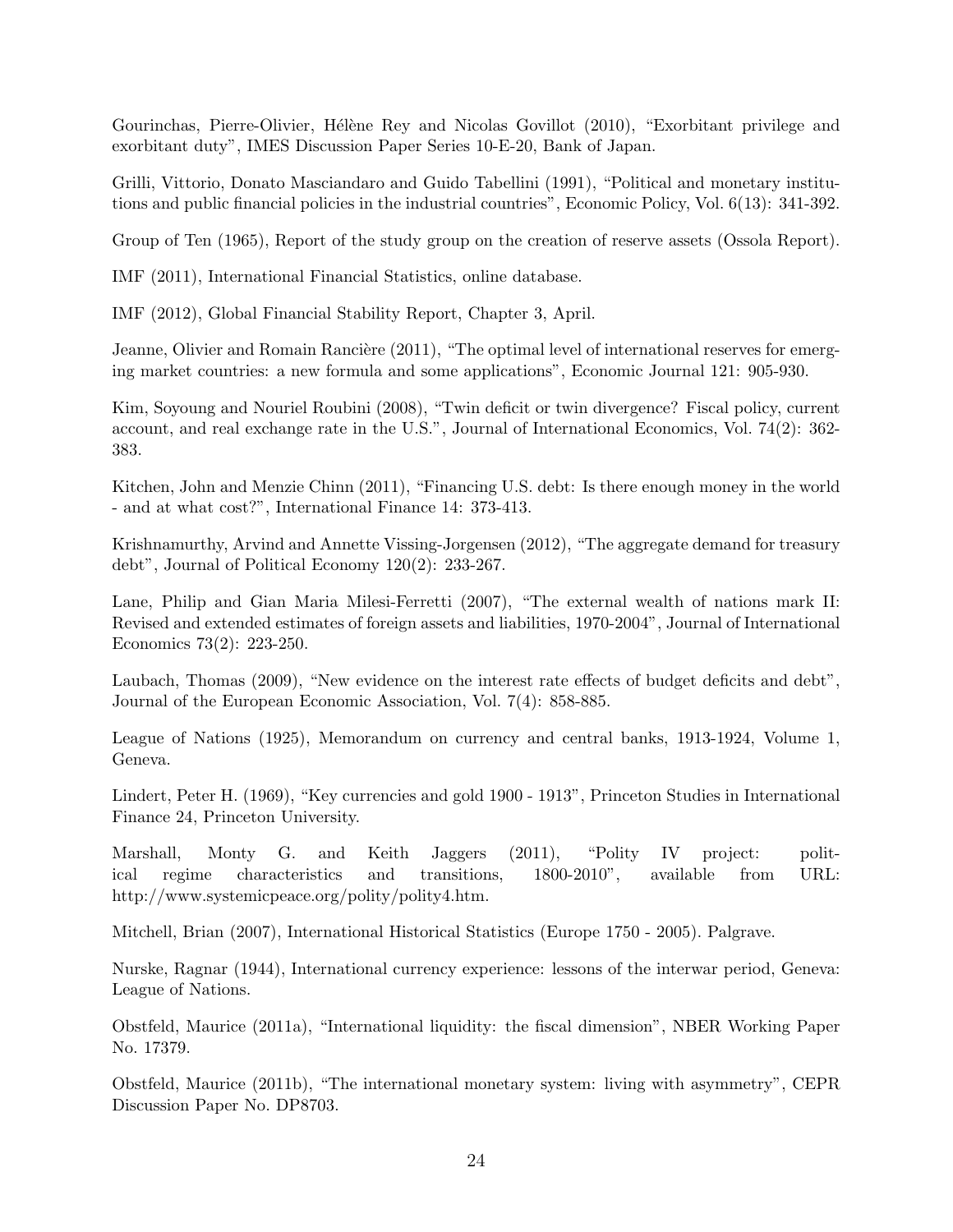Gourinchas, Pierre-Olivier, Hélène Rey and Nicolas Govillot (2010), "Exorbitant privilege and exorbitant duty", IMES Discussion Paper Series 10-E-20, Bank of Japan.

Grilli, Vittorio, Donato Masciandaro and Guido Tabellini (1991), "Political and monetary institutions and public financial policies in the industrial countries", Economic Policy, Vol. 6(13): 341-392.

Group of Ten (1965), Report of the study group on the creation of reserve assets (Ossola Report).

IMF (2011), International Financial Statistics, online database.

IMF (2012), Global Financial Stability Report, Chapter 3, April.

Jeanne, Olivier and Romain Rancière (2011), "The optimal level of international reserves for emerging market countries: a new formula and some applications", Economic Journal 121: 905-930.

Kim, Soyoung and Nouriel Roubini (2008), "Twin deficit or twin divergence? Fiscal policy, current account, and real exchange rate in the U.S.", Journal of International Economics, Vol. 74(2): 362-383.

Kitchen, John and Menzie Chinn (2011), "Financing U.S. debt: Is there enough money in the world - and at what cost?", International Finance 14: 373-413.

Krishnamurthy, Arvind and Annette Vissing-Jorgensen (2012), "The aggregate demand for treasury debt", Journal of Political Economy 120(2): 233-267.

Lane, Philip and Gian Maria Milesi-Ferretti (2007), "The external wealth of nations mark II: Revised and extended estimates of foreign assets and liabilities, 1970-2004", Journal of International Economics 73(2): 223-250.

Laubach, Thomas (2009), "New evidence on the interest rate effects of budget deficits and debt", Journal of the European Economic Association, Vol. 7(4): 858-885.

League of Nations (1925), Memorandum on currency and central banks, 1913-1924, Volume 1, Geneva.

Lindert, Peter H. (1969), "Key currencies and gold 1900 - 1913", Princeton Studies in International Finance 24, Princeton University.

Marshall, Monty G. and Keith Jaggers (2011), "Polity IV project: political regime characteristics and transitions, 1800-2010", available from URL: http://www.systemicpeace.org/polity/polity4.htm.

Mitchell, Brian (2007), International Historical Statistics (Europe 1750 - 2005). Palgrave.

Nurske, Ragnar (1944), International currency experience: lessons of the interwar period, Geneva: League of Nations.

Obstfeld, Maurice (2011a), "International liquidity: the fiscal dimension", NBER Working Paper No. 17379.

Obstfeld, Maurice (2011b), "The international monetary system: living with asymmetry", CEPR Discussion Paper No. DP8703.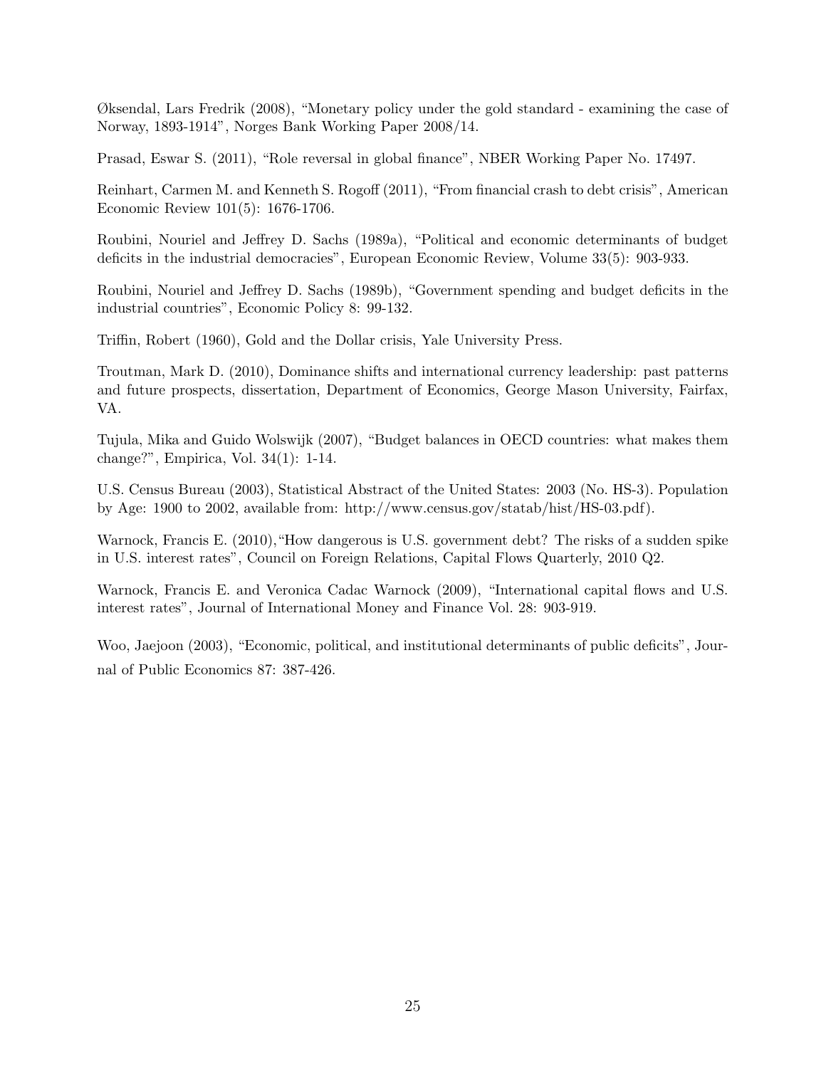Øksendal, Lars Fredrik (2008), "Monetary policy under the gold standard - examining the case of Norway, 1893-1914", Norges Bank Working Paper 2008/14.

Prasad, Eswar S. (2011), "Role reversal in global finance", NBER Working Paper No. 17497.

Reinhart, Carmen M. and Kenneth S. Rogoff (2011), "From financial crash to debt crisis", American Economic Review 101(5): 1676-1706.

Roubini, Nouriel and Jeffrey D. Sachs (1989a), "Political and economic determinants of budget deficits in the industrial democracies", European Economic Review, Volume 33(5): 903-933.

Roubini, Nouriel and Jeffrey D. Sachs (1989b), "Government spending and budget deficits in the industrial countries", Economic Policy 8: 99-132.

Triffin, Robert (1960), Gold and the Dollar crisis, Yale University Press.

Troutman, Mark D. (2010), Dominance shifts and international currency leadership: past patterns and future prospects, dissertation, Department of Economics, George Mason University, Fairfax, VA.

Tujula, Mika and Guido Wolswijk (2007), "Budget balances in OECD countries: what makes them change?", Empirica, Vol. 34(1): 1-14.

U.S. Census Bureau (2003), Statistical Abstract of the United States: 2003 (No. HS-3). Population by Age: 1900 to 2002, available from: http://www.census.gov/statab/hist/HS-03.pdf).

Warnock, Francis E. (2010),"How dangerous is U.S. government debt? The risks of a sudden spike in U.S. interest rates", Council on Foreign Relations, Capital Flows Quarterly, 2010 Q2.

Warnock, Francis E. and Veronica Cadac Warnock (2009), "International capital flows and U.S. interest rates", Journal of International Money and Finance Vol. 28: 903-919.

Woo, Jaejoon (2003), "Economic, political, and institutional determinants of public deficits", Journal of Public Economics 87: 387-426.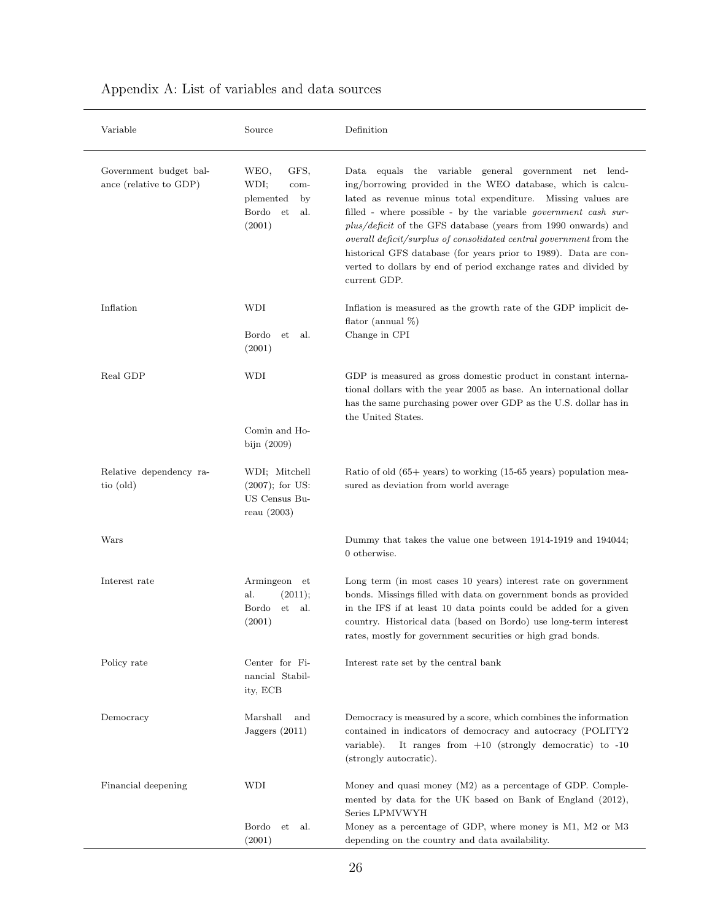## Appendix A: List of variables and data sources

| Variable | Source | Definition |
|---|---|---|
| Government budget balance (relative to GDP) | WEO, GFS, WDI; complemented by Bordo et al. (2001) | Data equals the variable general government net lending/borrowing provided in the WEO database, which is calculated as revenue minus total expenditure. Missing values are filled - where possible - by the variable *government cash surplus/deficit* of the GFS database (years from 1990 onwards) and *overall deficit/surplus of consolidated central government* from the historical GFS database (for years prior to 1989). Data are converted to dollars by end of period exchange rates and divided by current GDP. |
| Inflation | WDI | Inflation is measured as the growth rate of the GDP implicit deflator (annual %) |
| | Bordo et al. (2001) | Change in CPI |
| Real GDP | WDI | GDP is measured as gross domestic product in constant international dollars with the year 2005 as base. An international dollar has the same purchasing power over GDP as the U.S. dollar has in the United States. |
| | Comin and Hobijn (2009) | |
| Relative dependency ratio (old) | WDI; Mitchell (2007); for US: US Census Bureau (2003) | Ratio of old (65+ years) to working (15-65 years) population measured as deviation from world average |
| Wars | | Dummy that takes the value one between 1914-1919 and 194044; 0 otherwise. |
| Interest rate | Armingeon et al. (2011); Bordo et al. (2001) | Long term (in most cases 10 years) interest rate on government bonds. Missings filled with data on government bonds as provided in the IFS if at least 10 data points could be added for a given country. Historical data (based on Bordo) use long-term interest rates, mostly for government securities or high grad bonds. |
| Policy rate | Center for Financial Stability, ECB | Interest rate set by the central bank |
| Democracy | Marshall and Jaggers (2011) | Democracy is measured by a score, which combines the information contained in indicators of democracy and autocracy (POLITY2 variable). It ranges from +10 (strongly democratic) to -10 (strongly autocratic). |
| Financial deepening | WDI | Money and quasi money (M2) as a percentage of GDP. Complemented by data for the UK based on Bank of England (2012), Series LPMVWYH |
| | Bordo et al. (2001) | Money as a percentage of GDP, where money is M1, M2 or M3 depending on the country and data availability. |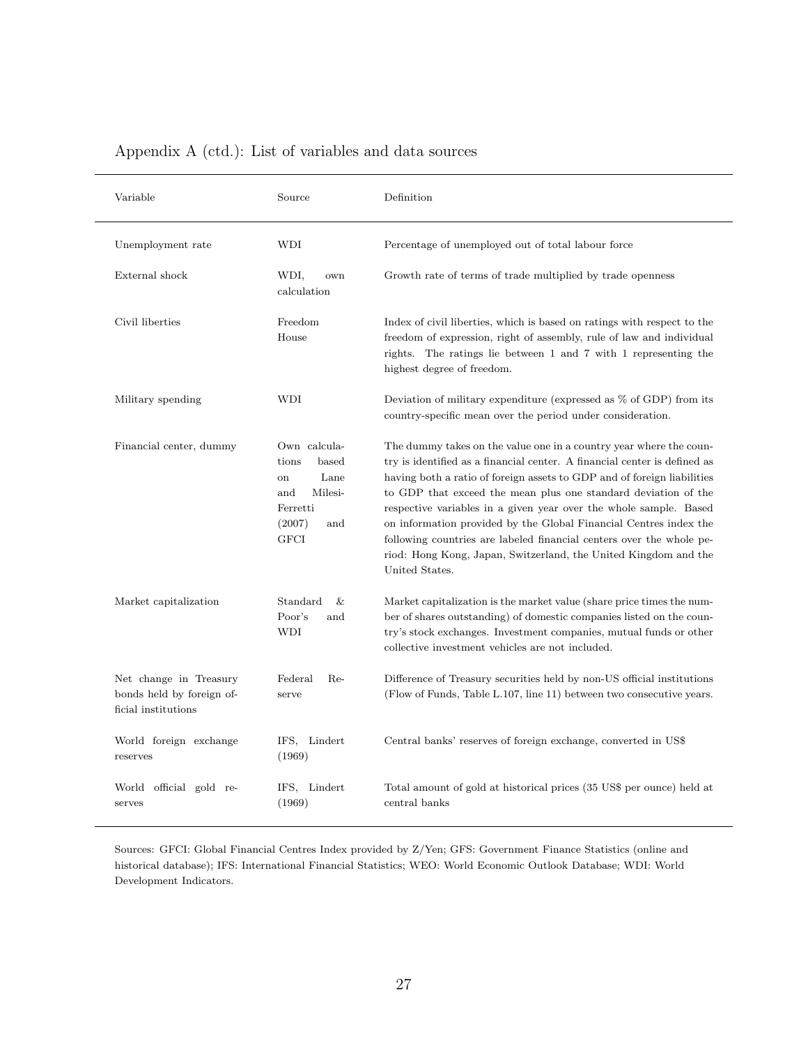Appendix A (ctd.): List of variables and data sources

| Variable | Source | Definition |
| --- | --- | --- |
| Unemployment rate | WDI | Percentage of unemployed out of total labour force |
| External shock | WDI, own calculation | Growth rate of terms of trade multiplied by trade openness |
| Civil liberties | Freedom House | Index of civil liberties, which is based on ratings with respect to the freedom of expression, right of assembly, rule of law and individual rights. The ratings lie between 1 and 7 with 1 representing the highest degree of freedom. |
| Military spending | WDI | Deviation of military expenditure (expressed as % of GDP) from its country-specific mean over the period under consideration. |
| Financial center, dummy | Own calculations based on Lane and Milesi-Ferretti (2007) and GFCI | The dummy takes on the value one in a country year where the country is identified as a financial center. A financial center is defined as having both a ratio of foreign assets to GDP and of foreign liabilities to GDP that exceed the mean plus one standard deviation of the respective variables in a given year over the whole sample. Based on information provided by the Global Financial Centres index the following countries are labeled financial centers over the whole period: Hong Kong, Japan, Switzerland, the United Kingdom and the United States. |
| Market capitalization | Standard & Poor's and WDI | Market capitalization is the market value (share price times the number of shares outstanding) of domestic companies listed on the country's stock exchanges. Investment companies, mutual funds or other collective investment vehicles are not included. |
| Net change in Treasury bonds held by foreign official institutions | Federal Reserve | Difference of Treasury securities held by non-US official institutions (Flow of Funds, Table L.107, line 11) between two consecutive years. |
| World foreign exchange reserves | IFS, Lindert (1969) | Central banks' reserves of foreign exchange, converted in US$ |
| World official gold reserves | IFS, Lindert (1969) | Total amount of gold at historical prices (35 US$ per ounce) held at central banks |

Sources: GFCI: Global Financial Centres Index provided by Z/Yen; GFS: Government Finance Statistics (online and historical database); IFS: International Financial Statistics; WEO: World Economic Outlook Database; WDI: World Development Indicators.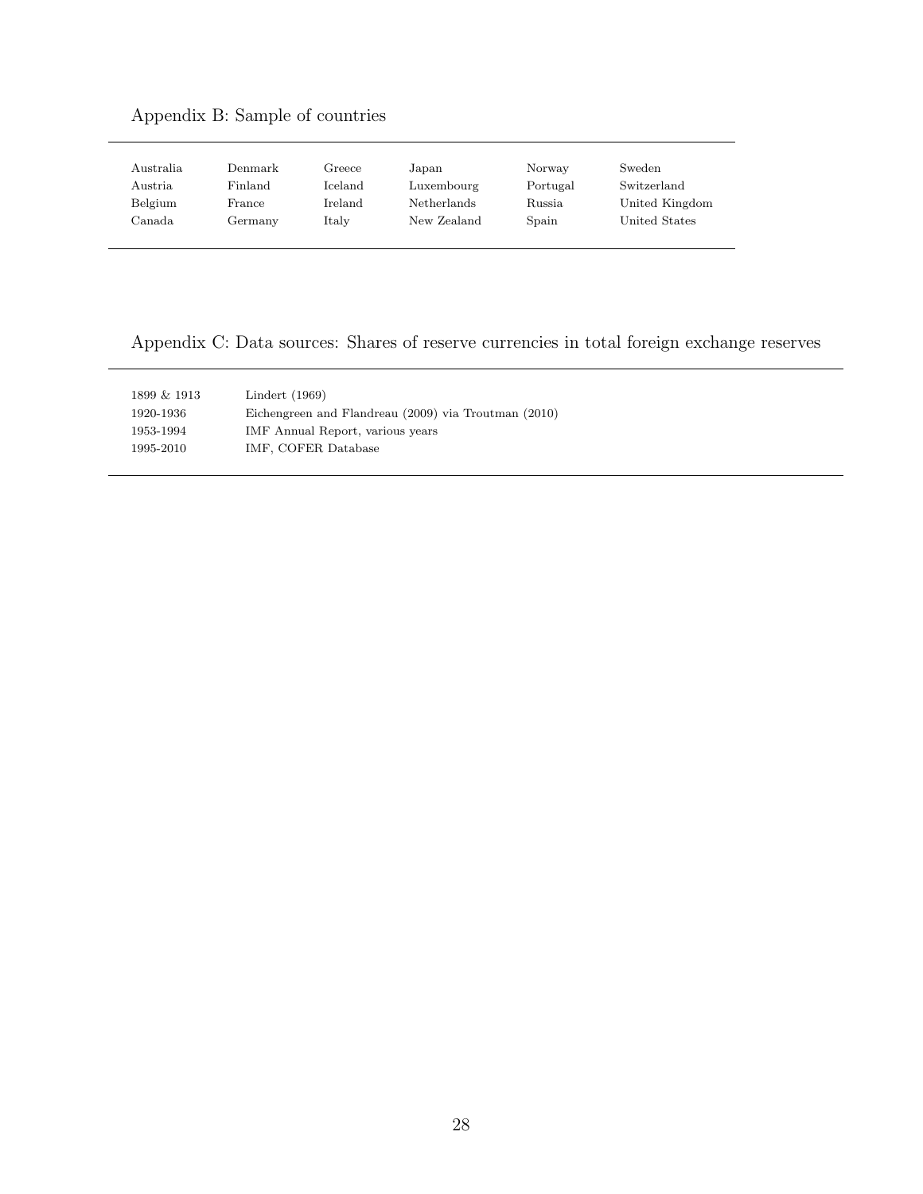## Appendix B: Sample of countries

| | | | | | |
|---|---|---|---|---|---|
| Australia | Denmark | Greece | Japan | Norway | Sweden |
| Austria | Finland | Iceland | Luxembourg | Portugal | Switzerland |
| Belgium | France | Ireland | Netherlands | Russia | United Kingdom |
| Canada | Germany | Italy | New Zealand | Spain | United States |

## Appendix C: Data sources: Shares of reserve currencies in total foreign exchange reserves

| | |
|---|---|
| 1899 & 1913 | Lindert (1969) |
| 1920-1936 | Eichengreen and Flandreau (2009) via Troutman (2010) |
| 1953-1994 | IMF Annual Report, various years |
| 1995-2010 | IMF, COFER Database |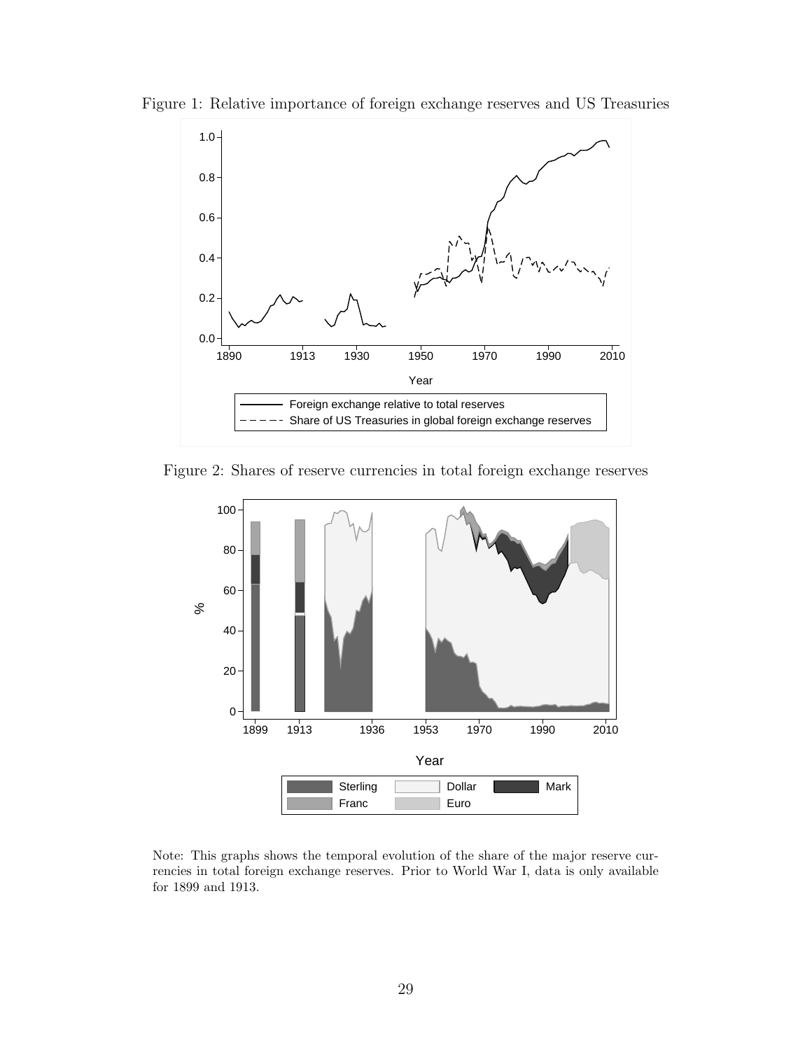Figure 1: Relative importance of foreign exchange reserves and US Treasuries

Figure 2: Shares of reserve currencies in total foreign exchange reserves

Note: This graphs shows the temporal evolution of the share of the major reserve currencies in total foreign exchange reserves. Prior to World War I, data is only available for 1899 and 1913.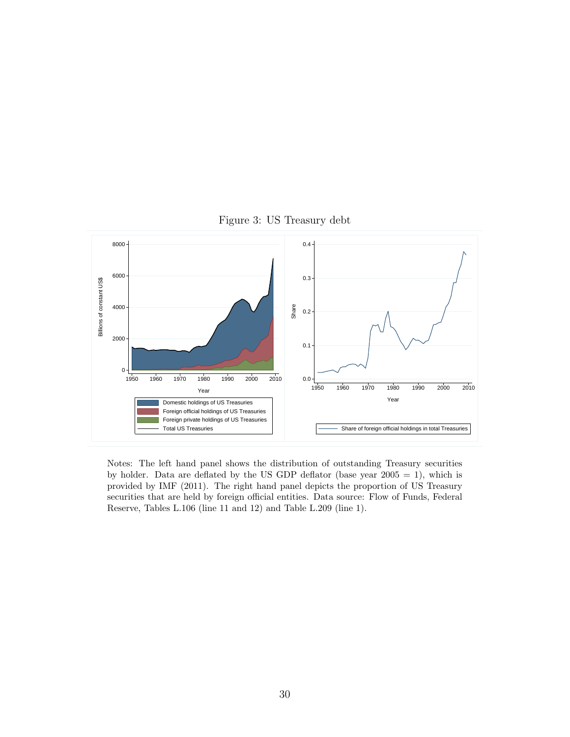Figure 3: US Treasury debt

Notes: The left hand panel shows the distribution of outstanding Treasury securities by holder. Data are deflated by the US GDP deflator (base year 2005 = 1), which is provided by IMF (2011). The right hand panel depicts the proportion of US Treasury securities that are held by foreign official entities. Data source: Flow of Funds, Federal Reserve, Tables L.106 (line 11 and 12) and Table L.209 (line 1).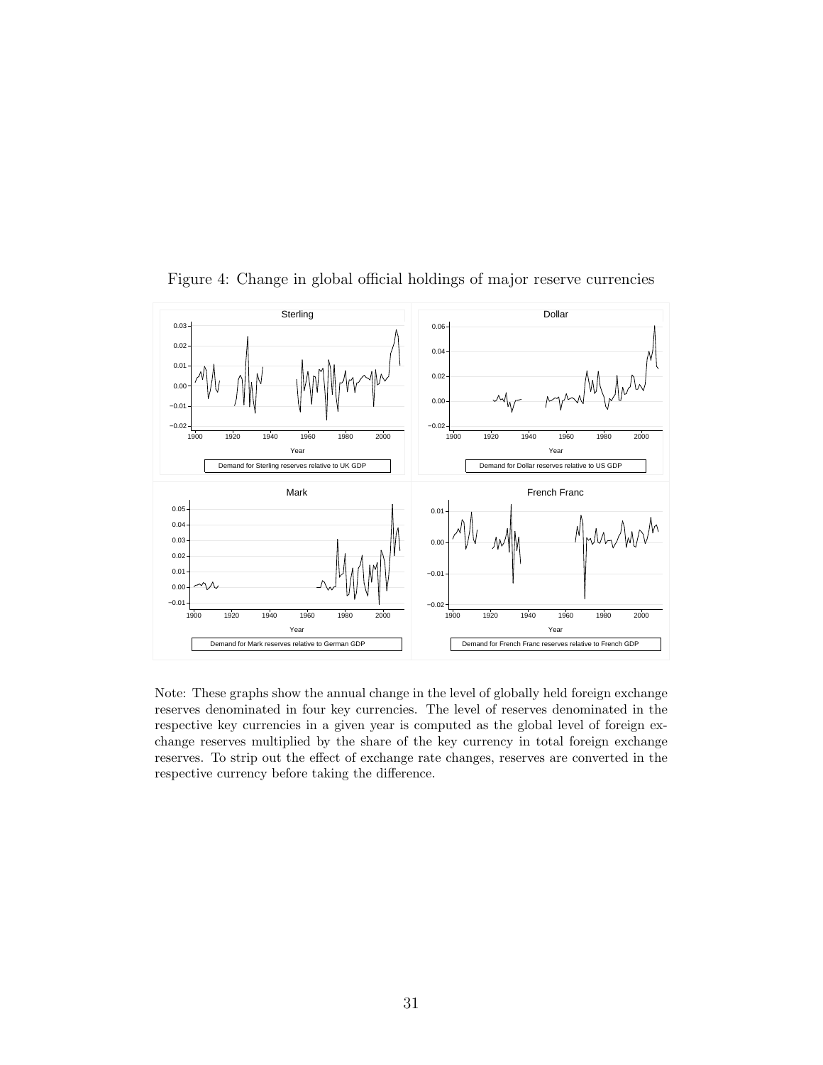Figure 4: Change in global official holdings of major reserve currencies

Note: These graphs show the annual change in the level of globally held foreign exchange reserves denominated in four key currencies. The level of reserves denominated in the respective key currencies in a given year is computed as the global level of foreign exchange reserves multiplied by the share of the key currency in total foreign exchange reserves. To strip out the effect of exchange rate changes, reserves are converted in the respective currency before taking the difference.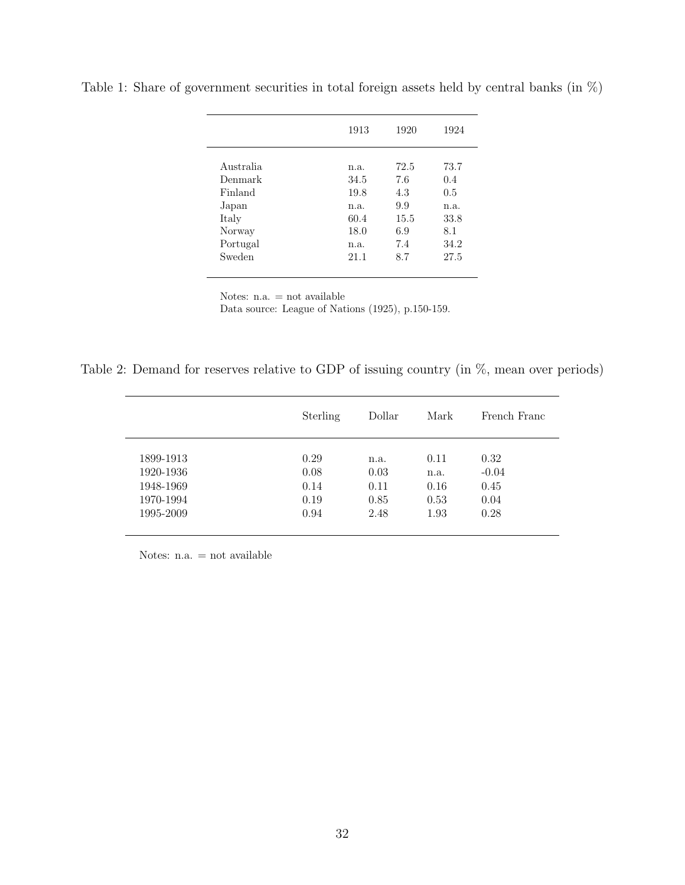Table 1: Share of government securities in total foreign assets held by central banks (in %)

| | 1913 | 1920 | 1924 |
|---|---|---|---|
| Australia | n.a. | 72.5 | 73.7 |
| Denmark | 34.5 | 7.6 | 0.4 |
| Finland | 19.8 | 4.3 | 0.5 |
| Japan | n.a. | 9.9 | n.a. |
| Italy | 60.4 | 15.5 | 33.8 |
| Norway | 18.0 | 6.9 | 8.1 |
| Portugal | n.a. | 7.4 | 34.2 |
| Sweden | 21.1 | 8.7 | 27.5 |

Notes: n.a. = not available
Data source: League of Nations (1925), p.150-159.

Table 2: Demand for reserves relative to GDP of issuing country (in %, mean over periods)

| | Sterling | Dollar | Mark | French Franc |
|---|---|---|---|---|
| 1899-1913 | 0.29 | n.a. | 0.11 | 0.32 |
| 1920-1936 | 0.08 | 0.03 | n.a. | -0.04 |
| 1948-1969 | 0.14 | 0.11 | 0.16 | 0.45 |
| 1970-1994 | 0.19 | 0.85 | 0.53 | 0.04 |
| 1995-2009 | 0.94 | 2.48 | 1.93 | 0.28 |

Notes: n.a. = not available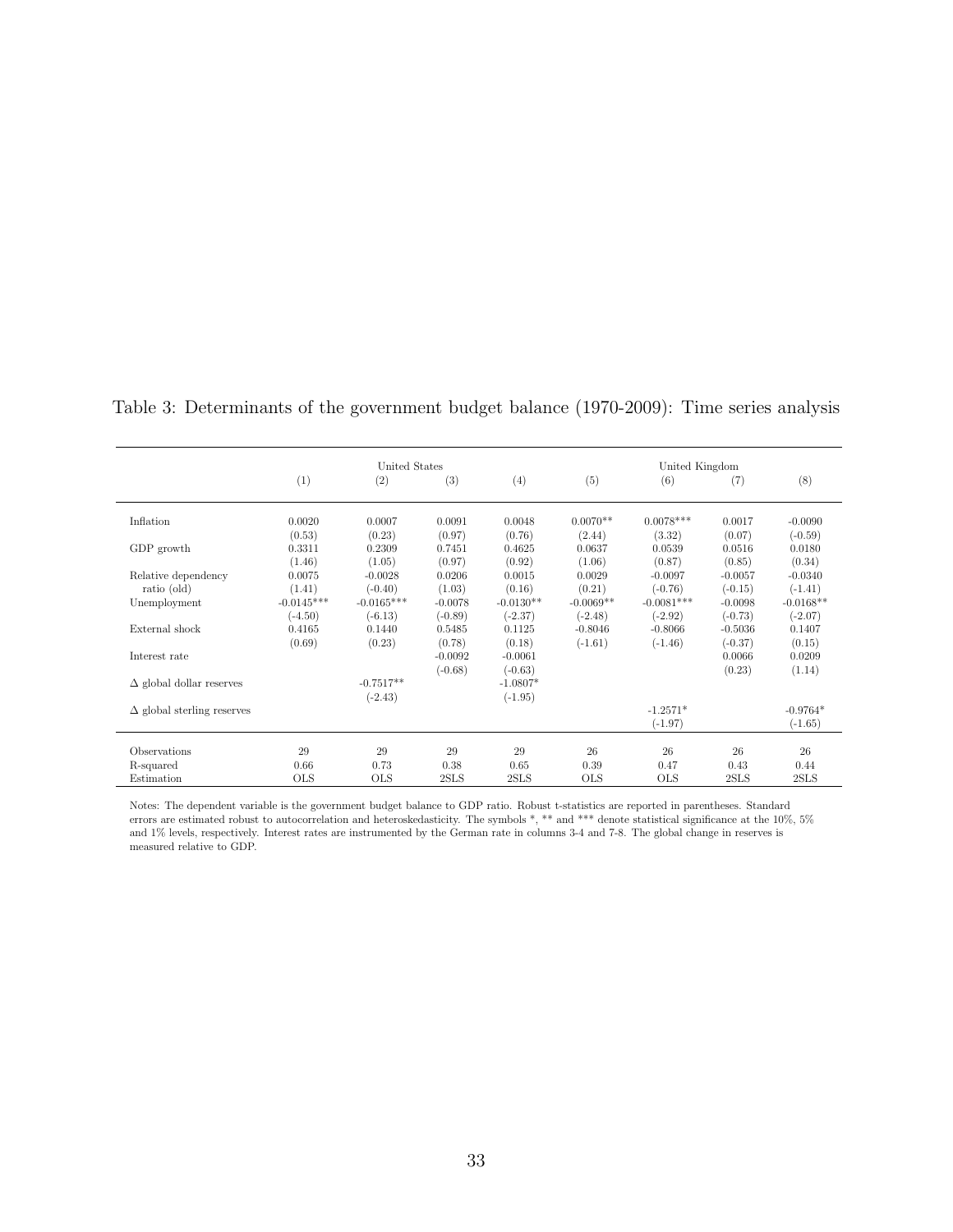Table 3: Determinants of the government budget balance (1970-2009): Time series analysis

| | United States | | | | United Kingdom | | | |
|---|---|---|---|---|---|---|---|---|
| | (1) | (2) | (3) | (4) | (5) | (6) | (7) | (8) |
| Inflation | 0.0020 | 0.0007 | 0.0091 | 0.0048 | 0.0070** | 0.0078*** | 0.0017 | -0.0090 |
| | (0.53) | (0.23) | (0.97) | (0.76) | (2.44) | (3.32) | (0.07) | (-0.59) |
| GDP growth | 0.3311 | 0.2309 | 0.7451 | 0.4625 | 0.0637 | 0.0539 | 0.0516 | 0.0180 |
| | (1.46) | (1.05) | (0.97) | (0.92) | (1.06) | (0.87) | (0.85) | (0.34) |
| Relative dependency ratio (old) | 0.0075 | -0.0028 | 0.0206 | 0.0015 | 0.0029 | -0.0097 | -0.0057 | -0.0340 |
| | (1.41) | (-0.40) | (1.03) | (0.16) | (0.21) | (-0.76) | (-0.15) | (-1.41) |
| Unemployment | -0.0145*** | -0.0165*** | -0.0078 | -0.0130** | -0.0069** | -0.0081*** | -0.0098 | -0.0168** |
| | (-4.50) | (-6.13) | (-0.89) | (-2.37) | (-2.48) | (-2.92) | (-0.73) | (-2.07) |
| External shock | 0.4165 | 0.1440 | 0.5485 | 0.1125 | -0.8046 | -0.8066 | -0.5036 | 0.1407 |
| | (0.69) | (0.23) | (0.78) | (0.18) | (-1.61) | (-1.46) | (-0.37) | (0.15) |
| Interest rate | | | -0.0092 | -0.0061 | | | 0.0066 | 0.0209 |
| | | | (-0.68) | (-0.63) | | | (0.23) | (1.14) |
| Δ global dollar reserves | | -0.7517** | | -1.0807* | | | | |
| | | (-2.43) | | (-1.95) | | | | |
| Δ global sterling reserves | | | | | | -1.2571* | | -0.9764* |
| | | | | | | (-1.97) | | (-1.65) |
| Observations | 29 | 29 | 29 | 29 | 26 | 26 | 26 | 26 |
| R-squared | 0.66 | 0.73 | 0.38 | 0.65 | 0.39 | 0.47 | 0.43 | 0.44 |
| Estimation | OLS | OLS | 2SLS | 2SLS | OLS | OLS | 2SLS | 2SLS |

Notes: The dependent variable is the government budget balance to GDP ratio. Robust t-statistics are reported in parentheses. Standard errors are estimated robust to autocorrelation and heteroskedasticity. The symbols *, ** and *** denote statistical significance at the 10%, 5% and 1% levels, respectively. Interest rates are instrumented by the German rate in columns 3-4 and 7-8. The global change in reserves is measured relative to GDP.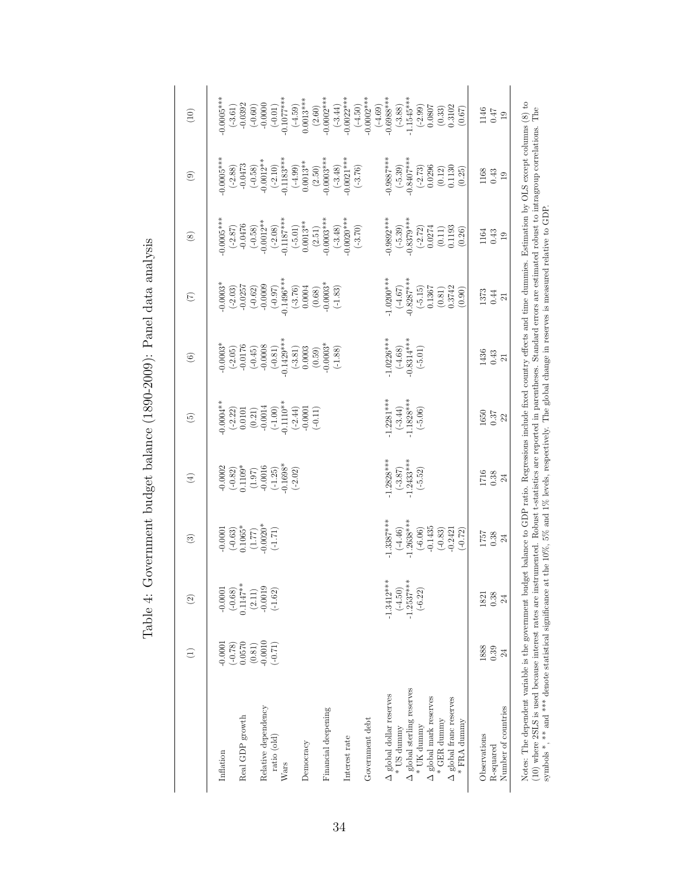# Table 4: Government budget balance (1890-2009): Panel data analysis

| | (1) | (2) | (3) | (4) | (5) | (6) | (7) | (8) | (9) | (10) |
|---|---|---|---|---|---|---|---|---|---|---|
| Inflation | -0.0001 | -0.0001 | -0.0001 | -0.0002 | -0.0004** | -0.0003* | -0.0003* | -0.0005*** | -0.0005*** | -0.0005*** |
| | (-0.78) | (-0.68) | (-0.63) | (-0.82) | (-2.22) | (-2.05) | (-2.03) | (-2.87) | (-2.88) | (-3.61) |
| Real GDP growth | 0.0570 | 0.1147** | 0.1065* | 0.1109* | 0.0101 | -0.0176 | -0.0257 | -0.0476 | -0.0473 | -0.0392 |
| | (0.81) | (2.11) | (1.77) | (1.97) | (0.21) | (-0.45) | (-0.62) | (-0.58) | (-0.58) | (-0.60) |
| Relative dependency ratio (old) | -0.0010 | -0.0019 | -0.0020* | -0.0016 | -0.0014 | -0.0008 | -0.0009 | -0.0012** | -0.0012** | -0.0000 |
| | (-0.71) | (-1.62) | (-1.71) | (-1.25) | (-1.00) | (-0.81) | (-0.97) | (-2.08) | (-2.10) | (-0.01) |
| Wars | | | | -0.1698* | -0.1110** | -0.1429*** | -0.1496*** | -0.1187*** | -0.1183*** | -0.1077*** |
| | | | | (-2.02) | (-2.44) | (-3.81) | (-3.76) | (-5.01) | (-4.99) | (-4.59) |
| Democracy | | | | | -0.0001 | 0.0003 | 0.0004 | 0.0013** | 0.0013** | 0.0013*** |
| | | | | | (-0.11) | (0.59) | (0.68) | (2.51) | (2.50) | (2.60) |
| Financial deepening | | | | | | -0.0003* | -0.0003* | -0.0003*** | -0.0003*** | -0.0002*** |
| | | | | | | (-1.88) | (-1.83) | (-3.48) | (-3.48) | (-3.44) |
| Interest rate | | | | | | | | -0.0020*** | -0.0021*** | -0.0022*** |
| | | | | | | | | (-3.70) | (-3.76) | (-4.50) |
| Government debt | | | | | | | | | | -0.0002*** |
| | | | | | | | | | | (-4.69) |
| Δ global dollar reserves * US dummy | | -1.3412*** | -1.3387*** | -1.2828*** | -1.2281*** | -1.0226*** | -1.0200*** | -0.9892*** | -0.9887*** | -0.6988*** |
| | | (-4.50) | (-4.46) | (-3.87) | (-3.44) | (-4.68) | (-4.67) | (-5.39) | (-5.39) | (-3.88) |
| Δ global sterling reserves * UK dummy | | -1.2537*** | -1.2638*** | -1.2433*** | -1.1828*** | -0.8314*** | -0.8287*** | -0.8379*** | -0.8407*** | -1.1545*** |
| | | (-6.22) | (-6.06) | (-5.52) | (-5.06) | (-5.01) | (-5.15) | (-2.72) | (-2.73) | (-2.99) |
| Δ global mark reserves * GER dummy | | | -0.1435 | | | | 0.1367 | 0.0274 | 0.0296 | 0.0807 |
| | | | (-0.83) | | | | (0.81) | (0.11) | (0.12) | (0.33) |
| Δ global franc reserves * FRA dummy | | | -0.2421 | | | | 0.3742 | 0.1193 | 0.1130 | 0.3102 |
| | | | (-0.72) | | | | (0.90) | (0.26) | (0.25) | (0.67) |
| Observations | 1888 | 1821 | 1757 | 1716 | 1650 | 1436 | 1373 | 1164 | 1168 | 1146 |
| R-squared | 0.39 | 0.38 | 0.38 | 0.38 | 0.37 | 0.43 | 0.44 | 0.43 | 0.43 | 0.47 |
| Number of countries | 24 | 24 | 24 | 24 | 22 | 21 | 21 | 19 | 19 | 19 |

Notes: The dependent variable is the government budget balance to GDP ratio. Regressions include fixed country effects and time dummies. Estimation by OLS except columns (8) to (10) where 2SLS is used because interest rates are instrumented. Robust t-statistics are reported in parentheses. Standard errors are estimated robust to intragroup correlations. The symbols *, ** and *** denote statistical significance at the 10%, 5% and 1% levels, respectively. The global change in reserves is measured relative to GDP.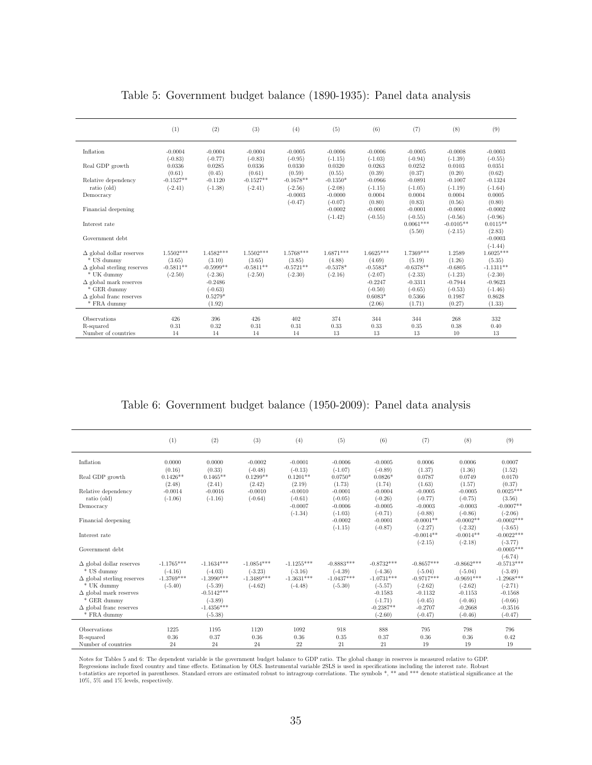Table 5: Government budget balance (1890-1935): Panel data analysis

| | (1) | (2) | (3) | (4) | (5) | (6) | (7) | (8) | (9) |
|---|---|---|---|---|---|---|---|---|---|
| Inflation | -0.0004 | -0.0004 | -0.0004 | -0.0005 | -0.0006 | -0.0006 | -0.0005 | -0.0008 | -0.0003 |
| | (-0.83) | (-0.77) | (-0.83) | (-0.95) | (-1.15) | (-1.03) | (-0.94) | (-1.39) | (-0.55) |
| Real GDP growth | 0.0336 | 0.0285 | 0.0336 | 0.0330 | 0.0320 | 0.0263 | 0.0252 | 0.0103 | 0.0351 |
| | (0.61) | (0.45) | (0.61) | (0.59) | (0.55) | (0.39) | (0.37) | (0.20) | (0.62) |
| Relative dependency ratio (old) | -0.1527** | -0.1120 | -0.1527** | -0.1678** | -0.1350* | -0.0966 | -0.0891 | -0.1007 | -0.1324 |
| | (-2.41) | (-1.38) | (-2.41) | (-2.56) | (-2.08) | (-1.15) | (-1.05) | (-1.19) | (-1.64) |
| Democracy | | | | -0.0003 | -0.0000 | 0.0004 | 0.0004 | 0.0004 | 0.0005 |
| | | | | (-0.47) | (-0.07) | (0.80) | (0.83) | (0.56) | (0.80) |
| Financial deepening | | | | | -0.0002 | -0.0001 | -0.0001 | -0.0001 | -0.0002 |
| | | | | | (-1.42) | (-0.55) | (-0.55) | (-0.56) | (-0.96) |
| Interest rate | | | | | | | 0.0061*** | -0.0105** | 0.0115** |
| | | | | | | | (5.50) | (-2.15) | (2.83) |
| Government debt | | | | | | | | | -0.0003 |
| | | | | | | | | | (-1.44) |
| Δ global dollar reserves * US dummy | 1.5502*** | 1.4582*** | 1.5502*** | 1.5768*** | 1.6871*** | 1.6625*** | 1.7369*** | 1.2589 | 1.6025*** |
| | (3.65) | (3.10) | (3.65) | (3.85) | (4.88) | (4.69) | (5.19) | (1.26) | (5.35) |
| Δ global sterling reserves * UK dummy | -0.5811** | -0.5999** | -0.5811** | -0.5721** | -0.5378* | -0.5583* | -0.6378** | -0.6805 | -1.1311** |
| | (-2.50) | (-2.36) | (-2.50) | (-2.30) | (-2.16) | (-2.07) | (-2.33) | (-1.23) | (-2.30) |
| Δ global mark reserves * GER dummy | | -0.2486 | | | | -0.2247 | -0.3311 | -0.7944 | -0.9623 |
| | | (-0.63) | | | | (-0.50) | (-0.65) | (-0.53) | (-1.46) |
| Δ global franc reserves * FRA dummy | | 0.5279* | | | | 0.6083* | 0.5366 | 0.1987 | 0.8628 |
| | | (1.92) | | | | (2.06) | (1.71) | (0.27) | (1.33) |
| Observations | 426 | 396 | 426 | 402 | 374 | 344 | 344 | 268 | 332 |
| R-squared | 0.31 | 0.32 | 0.31 | 0.31 | 0.33 | 0.33 | 0.35 | 0.38 | 0.40 |
| Number of countries | 14 | 14 | 14 | 14 | 13 | 13 | 13 | 10 | 13 |

Table 6: Government budget balance (1950-2009): Panel data analysis

| | (1) | (2) | (3) | (4) | (5) | (6) | (7) | (8) | (9) |
|---|---|---|---|---|---|---|---|---|---|
| Inflation | 0.0000 | 0.0000 | -0.0002 | -0.0001 | -0.0006 | -0.0005 | 0.0006 | 0.0006 | 0.0007 |
| | (0.16) | (0.33) | (-0.48) | (-0.13) | (-1.07) | (-0.89) | (1.37) | (1.36) | (1.52) |
| Real GDP growth | 0.1426** | 0.1465** | 0.1299** | 0.1201** | 0.0750* | 0.0826* | 0.0787 | 0.0749 | 0.0170 |
| | (2.48) | (2.41) | (2.42) | (2.19) | (1.73) | (1.74) | (1.63) | (1.57) | (0.37) |
| Relative dependency ratio (old) | -0.0014 | -0.0016 | -0.0010 | -0.0010 | -0.0001 | -0.0004 | -0.0005 | -0.0005 | 0.0025*** |
| | (-1.06) | (-1.16) | (-0.64) | (-0.61) | (-0.05) | (-0.26) | (-0.77) | (-0.75) | (3.56) |
| Democracy | | | | -0.0007 | -0.0006 | -0.0005 | -0.0003 | -0.0003 | -0.0007** |
| | | | | (-1.34) | (-1.03) | (-0.71) | (-0.88) | (-0.86) | (-2.06) |
| Financial deepening | | | | | -0.0002 | -0.0001 | -0.0001** | -0.0002** | -0.0002*** |
| | | | | | (-1.15) | (-0.87) | (-2.27) | (-2.32) | (-3.65) |
| Interest rate | | | | | | | -0.0014** | -0.0014** | -0.0022*** |
| | | | | | | | (-2.15) | (-2.18) | (-3.77) |
| Government debt | | | | | | | | | -0.0005*** |
| | | | | | | | | | (-6.74) |
| Δ global dollar reserves * US dummy | -1.1765*** | -1.1634*** | -1.0854*** | -1.1255*** | -0.8883*** | -0.8732*** | -0.8657*** | -0.8662*** | -0.5713*** |
| | (-4.16) | (-4.03) | (-3.23) | (-3.16) | (-4.39) | (-4.36) | (-5.04) | (-5.04) | (-3.49) |
| Δ global sterling reserves * UK dummy | -1.3769*** | -1.3990*** | -1.3489*** | -1.3631*** | -1.0437*** | -1.0731*** | -0.9717*** | -0.9691*** | -1.2968*** |
| | (-5.40) | (-5.39) | (-4.62) | (-4.48) | (-5.30) | (-5.57) | (-2.62) | (-2.62) | (-2.71) |
| Δ global mark reserves * GER dummy | | -0.5142*** | | | | -0.1583 | -0.1132 | -0.1153 | -0.1568 |
| | | (-3.89) | | | | (-1.71) | (-0.45) | (-0.46) | (-0.66) |
| Δ global franc reserves * FRA dummy | | -1.4356*** | | | | -0.2387** | -0.2707 | -0.2668 | -0.3516 |
| | | (-5.38) | | | | (-2.60) | (-0.47) | (-0.46) | (-0.47) |
| Observations | 1225 | 1195 | 1120 | 1092 | 918 | 888 | 795 | 798 | 796 |
| R-squared | 0.36 | 0.37 | 0.36 | 0.36 | 0.35 | 0.37 | 0.36 | 0.36 | 0.42 |
| Number of countries | 24 | 24 | 24 | 22 | 21 | 21 | 19 | 19 | 19 |

Notes for Tables 5 and 6: The dependent variable is the government budget balance to GDP ratio. The global change in reserves is measured relative to GDP. Regressions include fixed country and time effects. Estimation by OLS. Instrumental variable 2SLS is used in specifications including the interest rate. Robust t-statistics are reported in parentheses. Standard errors are estimated robust to intragroup correlations. The symbols *, ** and *** denote statistical significance at the 10%, 5% and 1% levels, respectively.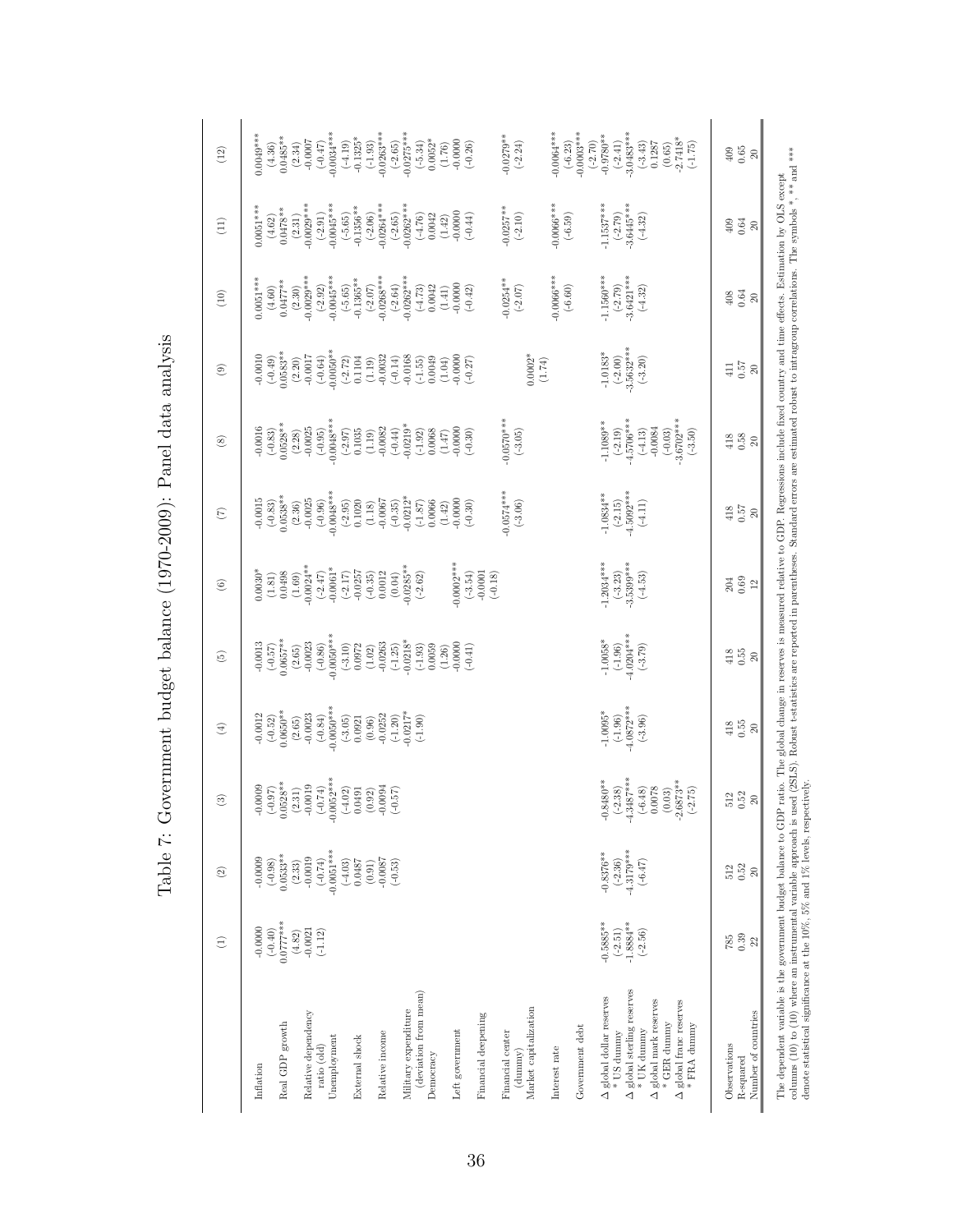# Table 7: Government budget balance (1970-2009): Panel data analysis

| | (1) | (2) | (3) | (4) | (5) | (6) | (7) | (8) | (9) | (10) | (11) | (12) |
|---|---|---|---|---|---|---|---|---|---|---|---|---|
| Inflation | -0.0000 | -0.0009 | -0.0009 | -0.0012 | -0.0013 | 0.0030* | -0.0015 | -0.0016 | -0.0010 | 0.0051*** | 0.0051*** | 0.0049*** |
| | (-0.40) | (-0.98) | (-0.97) | (-0.52) | (-0.57) | (1.81) | (-0.83) | (-0.83) | (-0.49) | (4.60) | (4.62) | (4.36) |
| Real GDP growth | 0.0777*** | 0.0533** | 0.0528** | 0.0650** | 0.0657** | 0.0498 | 0.0538** | 0.0528** | 0.0583** | 0.0477** | 0.0478** | 0.0485** |
| | (4.82) | (2.33) | (2.31) | (2.65) | (2.65) | (1.69) | (2.36) | (2.28) | (2.20) | (2.30) | (2.31) | (2.34) |
| Relative dependency ratio (old) | -0.0021 | -0.0019 | -0.0019 | -0.0023 | -0.0023 | -0.0024** | -0.0025 | -0.0025 | -0.0017 | -0.0029*** | -0.0029*** | -0.0007 |
| | (-1.12) | (-0.74) | (-0.74) | (-0.84) | (-0.86) | (-2.47) | (-0.96) | (-0.95) | (-0.64) | (-2.92) | (-2.91) | (-0.47) |
| Unemployment | | -0.0051*** | -0.0052*** | -0.0050*** | -0.0050*** | -0.0061* | -0.0048*** | -0.0048*** | -0.0050** | -0.0045*** | -0.0045*** | -0.0034*** |
| | | (-4.03) | (-4.02) | (-3.05) | (-3.10) | (-2.17) | (-2.95) | (-2.97) | (-2.72) | (-5.65) | (-5.65) | (-4.19) |
| External shock | | 0.0487 | 0.0491 | 0.0921 | 0.0972 | -0.0257 | 0.1020 | 0.1035 | 0.1104 | -0.1365** | -0.1356** | -0.1325* |
| | | (0.91) | (0.92) | (0.96) | (1.02) | (-0.35) | (1.18) | (1.19) | (1.19) | (-2.07) | (-2.06) | (-1.93) |
| Relative income | | -0.0087 | -0.0094 | -0.0252 | -0.0263 | 0.0012 | -0.0067 | -0.0082 | -0.0032 | -0.0268*** | -0.0264*** | -0.0263*** |
| | | (-0.53) | (-0.57) | (-1.20) | (-1.25) | (0.04) | (-0.35) | (-0.44) | (-0.14) | (-2.64) | (-2.65) | (-2.65) |
| Military expenditure (deviation from mean) | | | | -0.0217* | -0.0218* | -0.0285** | -0.0212* | -0.0219* | -0.0168 | -0.0262*** | -0.0262*** | -0.0275*** |
| | | | | (-1.90) | (-1.93) | (-2.62) | (-1.87) | (-1.92) | (-1.55) | (-4.73) | (-4.76) | (-5.34) |
| Democracy | | | | | 0.0059 | | 0.0066 | 0.0068 | 0.0049 | 0.0042 | 0.0042 | 0.0052* |
| | | | | | (1.26) | | (1.42) | (1.47) | (1.04) | (1.41) | (1.42) | (1.76) |
| Left government | | | | | -0.0000 | -0.0002*** | -0.0000 | -0.0000 | -0.0000 | -0.0000 | -0.0000 | -0.0000 |
| | | | | | (-0.41) | (-3.54) | (-0.30) | (-0.30) | (-0.27) | (-0.42) | (-0.44) | (-0.26) |
| Financial deepening | | | | | | -0.0001 | | | | | | |
| | | | | | | (-0.18) | | | | | | |
| Financial center (dummy) | | | | | | | -0.0574*** | -0.0570*** | | -0.0254** | -0.0257** | -0.0279** |
| | | | | | | | (-3.06) | (-3.05) | | (-2.07) | (-2.10) | (-2.24) |
| Market capitalization | | | | | | | | | 0.0002* | | | |
| | | | | | | | | | (1.74) | | | |
| Interest rate | | | | | | | | | | -0.0066*** | -0.0066*** | -0.0064*** |
| | | | | | | | | | | (-6.60) | (-6.59) | (-6.23) |
| Government debt | | | | | | | | | | | | -0.0003*** |
| | | | | | | | | | | | | (-2.70) |
| Δ global dollar reserves * US dummy | -0.5885** | -0.8376** | -0.8480** | -1.0095* | -1.0058* | -1.2034*** | -1.0834** | -1.1089** | -1.0183* | -1.1560*** | -1.1537*** | -0.9780** |
| | (-2.51) | (-2.36) | (-2.38) | (-1.96) | (-1.96) | (-3.23) | (-2.15) | (-2.19) | (-2.00) | (-2.79) | (-2.79) | (-2.41) |
| Δ global sterling reserves * UK dummy | -1.8884** | -4.3179*** | -4.3487*** | -4.0872*** | -4.0204*** | -3.5399*** | -4.5092*** | -4.5706*** | -3.5632*** | -3.6421*** | -3.6445*** | -3.0483*** |
| | (-2.56) | (-6.47) | (-6.48) | (-3.96) | (-3.79) | (-4.53) | (-4.11) | (-4.13) | (-3.20) | (-4.32) | (-4.32) | (-3.43) |
| Δ global mark reserves * GER dummy | | | 0.0078 | | | | | -0.0084 | | | | 0.1287 |
| | | | (0.03) | | | | | (-0.03) | | | | (0.65) |
| Δ global franc reserves * FRA dummy | | | -2.6873** | | | | | -3.6702*** | | | | -2.7418* |
| | | | (-2.75) | | | | | (-3.50) | | | | (-1.75) |
| Observations | 785 | 512 | 512 | 418 | 418 | 204 | 418 | 418 | 411 | 408 | 409 | 409 |
| R-squared | 0.39 | 0.52 | 0.52 | 0.55 | 0.55 | 0.69 | 0.57 | 0.58 | 0.57 | 0.64 | 0.64 | 0.65 |
| Number of countries | 22 | 20 | 20 | 20 | 20 | 12 | 20 | 20 | 20 | 20 | 20 | 20 |

The dependent variable is the government budget balance to GDP ratio. The global change in reserves is measured relative to GDP. Regressions include fixed country and time effects. Estimation by OLS except columns (10) to (10) where an instrumental variable approach is used (2SLS). Robust t-statistics are reported in parentheses. Standard errors are estimated robust to intragroup correlations. The symbols *, ** and *** denote statistical significance at the 10%, 5% and 1% levels, respectively.